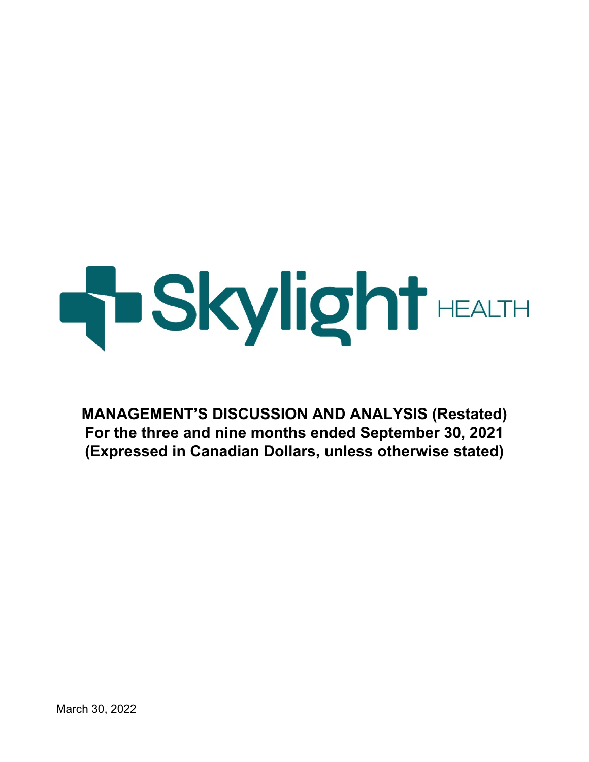Skylight HEALTH

# MANAGEMENT'S DISCUSSION AND ANALYSIS (Restated)
## For the three and nine months ended September 30, 2021
## (Expressed in Canadian Dollars, unless otherwise stated)

March 30, 2022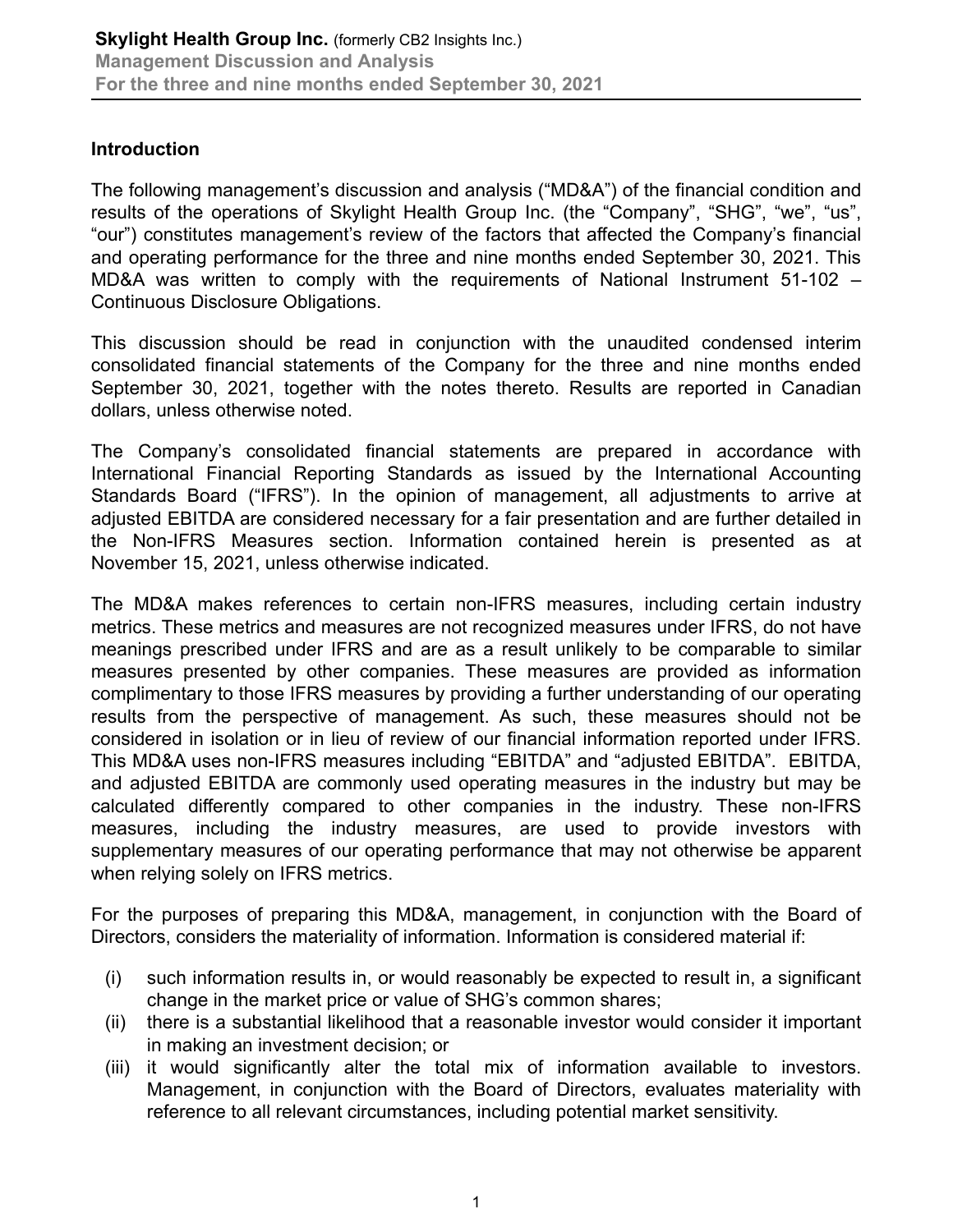## Introduction

The following management's discussion and analysis ("MD&A") of the financial condition and results of the operations of Skylight Health Group Inc. (the "Company", "SHG", "we", "us", "our") constitutes management's review of the factors that affected the Company's financial and operating performance for the three and nine months ended September 30, 2021. This MD&A was written to comply with the requirements of National Instrument 51-102 – Continuous Disclosure Obligations.

This discussion should be read in conjunction with the unaudited condensed interim consolidated financial statements of the Company for the three and nine months ended September 30, 2021, together with the notes thereto. Results are reported in Canadian dollars, unless otherwise noted.

The Company's consolidated financial statements are prepared in accordance with International Financial Reporting Standards as issued by the International Accounting Standards Board ("IFRS"). In the opinion of management, all adjustments to arrive at adjusted EBITDA are considered necessary for a fair presentation and are further detailed in the Non-IFRS Measures section. Information contained herein is presented as at November 15, 2021, unless otherwise indicated.

The MD&A makes references to certain non-IFRS measures, including certain industry metrics. These metrics and measures are not recognized measures under IFRS, do not have meanings prescribed under IFRS and are as a result unlikely to be comparable to similar measures presented by other companies. These measures are provided as information complimentary to those IFRS measures by providing a further understanding of our operating results from the perspective of management. As such, these measures should not be considered in isolation or in lieu of review of our financial information reported under IFRS. This MD&A uses non-IFRS measures including "EBITDA" and "adjusted EBITDA". EBITDA, and adjusted EBITDA are commonly used operating measures in the industry but may be calculated differently compared to other companies in the industry. These non-IFRS measures, including the industry measures, are used to provide investors with supplementary measures of our operating performance that may not otherwise be apparent when relying solely on IFRS metrics.

For the purposes of preparing this MD&A, management, in conjunction with the Board of Directors, considers the materiality of information. Information is considered material if:

(i) such information results in, or would reasonably be expected to result in, a significant change in the market price or value of SHG's common shares;
(ii) there is a substantial likelihood that a reasonable investor would consider it important in making an investment decision; or
(iii) it would significantly alter the total mix of information available to investors. Management, in conjunction with the Board of Directors, evaluates materiality with reference to all relevant circumstances, including potential market sensitivity.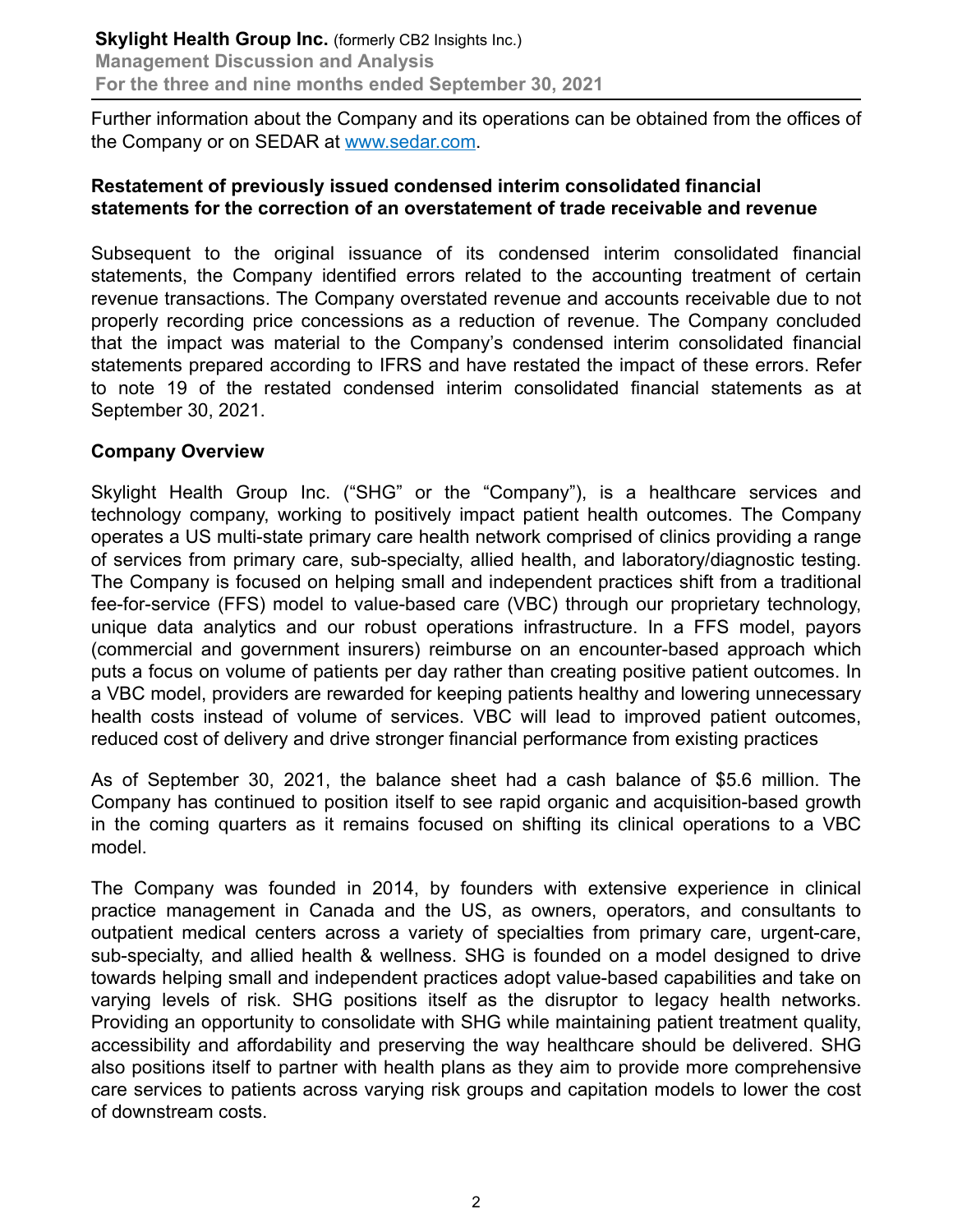Further information about the Company and its operations can be obtained from the offices of the Company or on SEDAR at www.sedar.com.

## Restatement of previously issued condensed interim consolidated financial statements for the correction of an overstatement of trade receivable and revenue

Subsequent to the original issuance of its condensed interim consolidated financial statements, the Company identified errors related to the accounting treatment of certain revenue transactions. The Company overstated revenue and accounts receivable due to not properly recording price concessions as a reduction of revenue. The Company concluded that the impact was material to the Company's condensed interim consolidated financial statements prepared according to IFRS and have restated the impact of these errors. Refer to note 19 of the restated condensed interim consolidated financial statements as at September 30, 2021.

## Company Overview

Skylight Health Group Inc. ("SHG" or the "Company"), is a healthcare services and technology company, working to positively impact patient health outcomes. The Company operates a US multi-state primary care health network comprised of clinics providing a range of services from primary care, sub-specialty, allied health, and laboratory/diagnostic testing. The Company is focused on helping small and independent practices shift from a traditional fee-for-service (FFS) model to value-based care (VBC) through our proprietary technology, unique data analytics and our robust operations infrastructure. In a FFS model, payors (commercial and government insurers) reimburse on an encounter-based approach which puts a focus on volume of patients per day rather than creating positive patient outcomes. In a VBC model, providers are rewarded for keeping patients healthy and lowering unnecessary health costs instead of volume of services. VBC will lead to improved patient outcomes, reduced cost of delivery and drive stronger financial performance from existing practices

As of September 30, 2021, the balance sheet had a cash balance of $5.6 million. The Company has continued to position itself to see rapid organic and acquisition-based growth in the coming quarters as it remains focused on shifting its clinical operations to a VBC model.

The Company was founded in 2014, by founders with extensive experience in clinical practice management in Canada and the US, as owners, operators, and consultants to outpatient medical centers across a variety of specialties from primary care, urgent-care, sub-specialty, and allied health & wellness. SHG is founded on a model designed to drive towards helping small and independent practices adopt value-based capabilities and take on varying levels of risk. SHG positions itself as the disruptor to legacy health networks. Providing an opportunity to consolidate with SHG while maintaining patient treatment quality, accessibility and affordability and preserving the way healthcare should be delivered. SHG also positions itself to partner with health plans as they aim to provide more comprehensive care services to patients across varying risk groups and capitation models to lower the cost of downstream costs.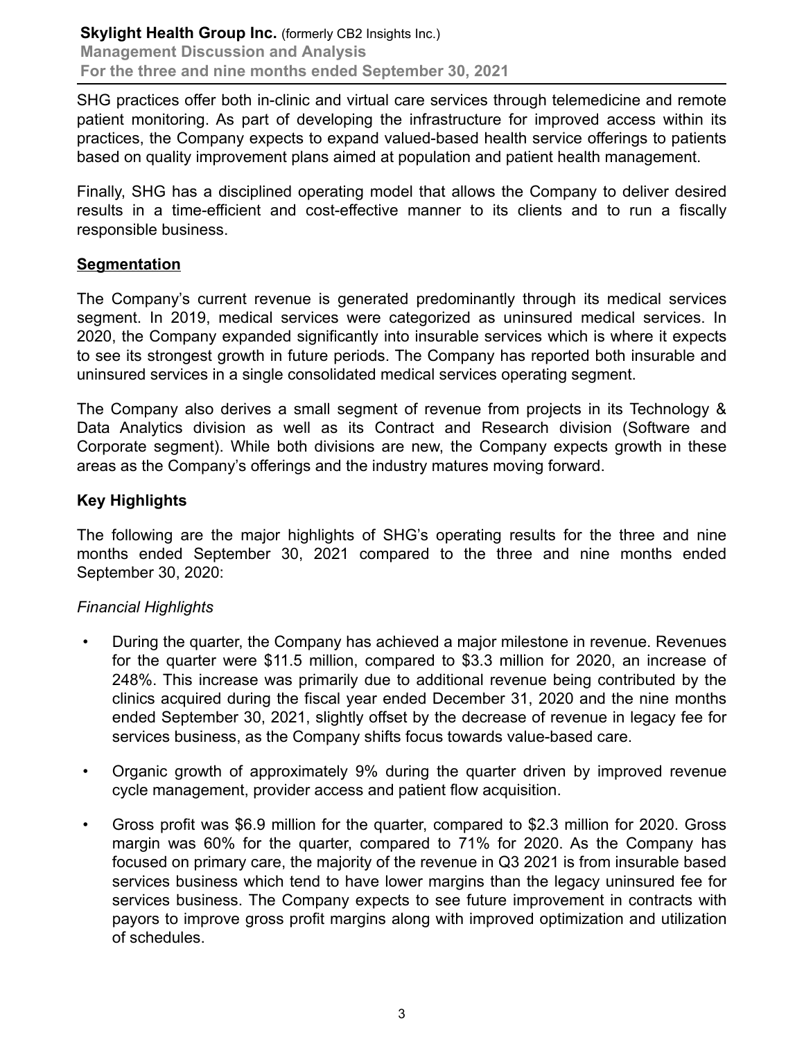SHG practices offer both in-clinic and virtual care services through telemedicine and remote patient monitoring. As part of developing the infrastructure for improved access within its practices, the Company expects to expand valued-based health service offerings to patients based on quality improvement plans aimed at population and patient health management.

Finally, SHG has a disciplined operating model that allows the Company to deliver desired results in a time-efficient and cost-effective manner to its clients and to run a fiscally responsible business.

## Segmentation

The Company's current revenue is generated predominantly through its medical services segment. In 2019, medical services were categorized as uninsured medical services. In 2020, the Company expanded significantly into insurable services which is where it expects to see its strongest growth in future periods. The Company has reported both insurable and uninsured services in a single consolidated medical services operating segment.

The Company also derives a small segment of revenue from projects in its Technology & Data Analytics division as well as its Contract and Research division (Software and Corporate segment). While both divisions are new, the Company expects growth in these areas as the Company's offerings and the industry matures moving forward.

## Key Highlights

The following are the major highlights of SHG's operating results for the three and nine months ended September 30, 2021 compared to the three and nine months ended September 30, 2020:

*Financial Highlights*

- During the quarter, the Company has achieved a major milestone in revenue. Revenues for the quarter were $11.5 million, compared to $3.3 million for 2020, an increase of 248%. This increase was primarily due to additional revenue being contributed by the clinics acquired during the fiscal year ended December 31, 2020 and the nine months ended September 30, 2021, slightly offset by the decrease of revenue in legacy fee for services business, as the Company shifts focus towards value-based care.
- Organic growth of approximately 9% during the quarter driven by improved revenue cycle management, provider access and patient flow acquisition.
- Gross profit was $6.9 million for the quarter, compared to $2.3 million for 2020. Gross margin was 60% for the quarter, compared to 71% for 2020. As the Company has focused on primary care, the majority of the revenue in Q3 2021 is from insurable based services business which tend to have lower margins than the legacy uninsured fee for services business. The Company expects to see future improvement in contracts with payors to improve gross profit margins along with improved optimization and utilization of schedules.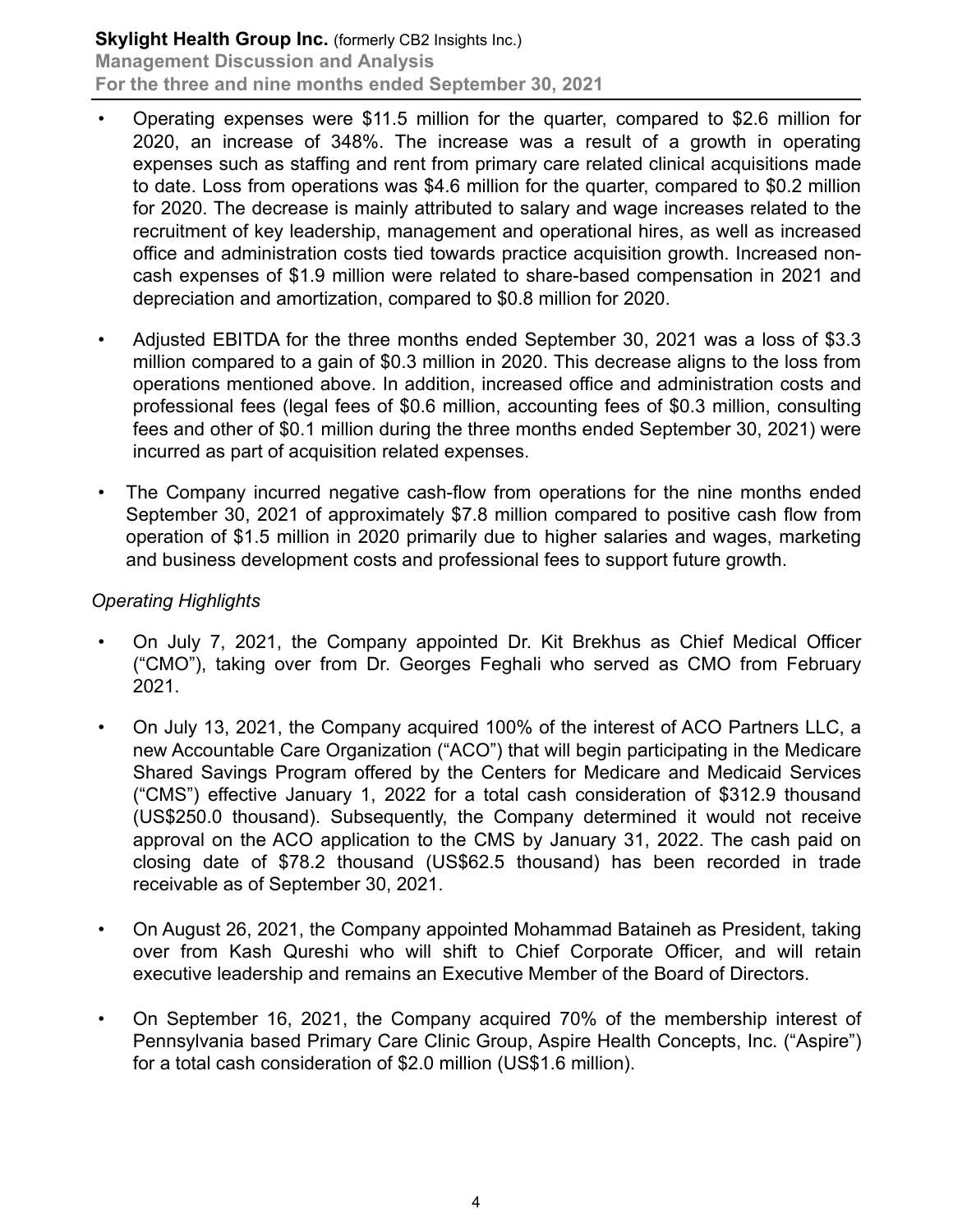- Operating expenses were $11.5 million for the quarter, compared to $2.6 million for 2020, an increase of 348%. The increase was a result of a growth in operating expenses such as staffing and rent from primary care related clinical acquisitions made to date. Loss from operations was $4.6 million for the quarter, compared to $0.2 million for 2020. The decrease is mainly attributed to salary and wage increases related to the recruitment of key leadership, management and operational hires, as well as increased office and administration costs tied towards practice acquisition growth. Increased non-cash expenses of $1.9 million were related to share-based compensation in 2021 and depreciation and amortization, compared to $0.8 million for 2020.

- Adjusted EBITDA for the three months ended September 30, 2021 was a loss of $3.3 million compared to a gain of $0.3 million in 2020. This decrease aligns to the loss from operations mentioned above. In addition, increased office and administration costs and professional fees (legal fees of $0.6 million, accounting fees of $0.3 million, consulting fees and other of $0.1 million during the three months ended September 30, 2021) were incurred as part of acquisition related expenses.

- The Company incurred negative cash-flow from operations for the nine months ended September 30, 2021 of approximately $7.8 million compared to positive cash flow from operation of $1.5 million in 2020 primarily due to higher salaries and wages, marketing and business development costs and professional fees to support future growth.

*Operating Highlights*

- On July 7, 2021, the Company appointed Dr. Kit Brekhus as Chief Medical Officer ("CMO"), taking over from Dr. Georges Feghali who served as CMO from February 2021.

- On July 13, 2021, the Company acquired 100% of the interest of ACO Partners LLC, a new Accountable Care Organization ("ACO") that will begin participating in the Medicare Shared Savings Program offered by the Centers for Medicare and Medicaid Services ("CMS") effective January 1, 2022 for a total cash consideration of $312.9 thousand (US$250.0 thousand). Subsequently, the Company determined it would not receive approval on the ACO application to the CMS by January 31, 2022. The cash paid on closing date of $78.2 thousand (US$62.5 thousand) has been recorded in trade receivable as of September 30, 2021.

- On August 26, 2021, the Company appointed Mohammad Bataineh as President, taking over from Kash Qureshi who will shift to Chief Corporate Officer, and will retain executive leadership and remains an Executive Member of the Board of Directors.

- On September 16, 2021, the Company acquired 70% of the membership interest of Pennsylvania based Primary Care Clinic Group, Aspire Health Concepts, Inc. ("Aspire") for a total cash consideration of $2.0 million (US$1.6 million).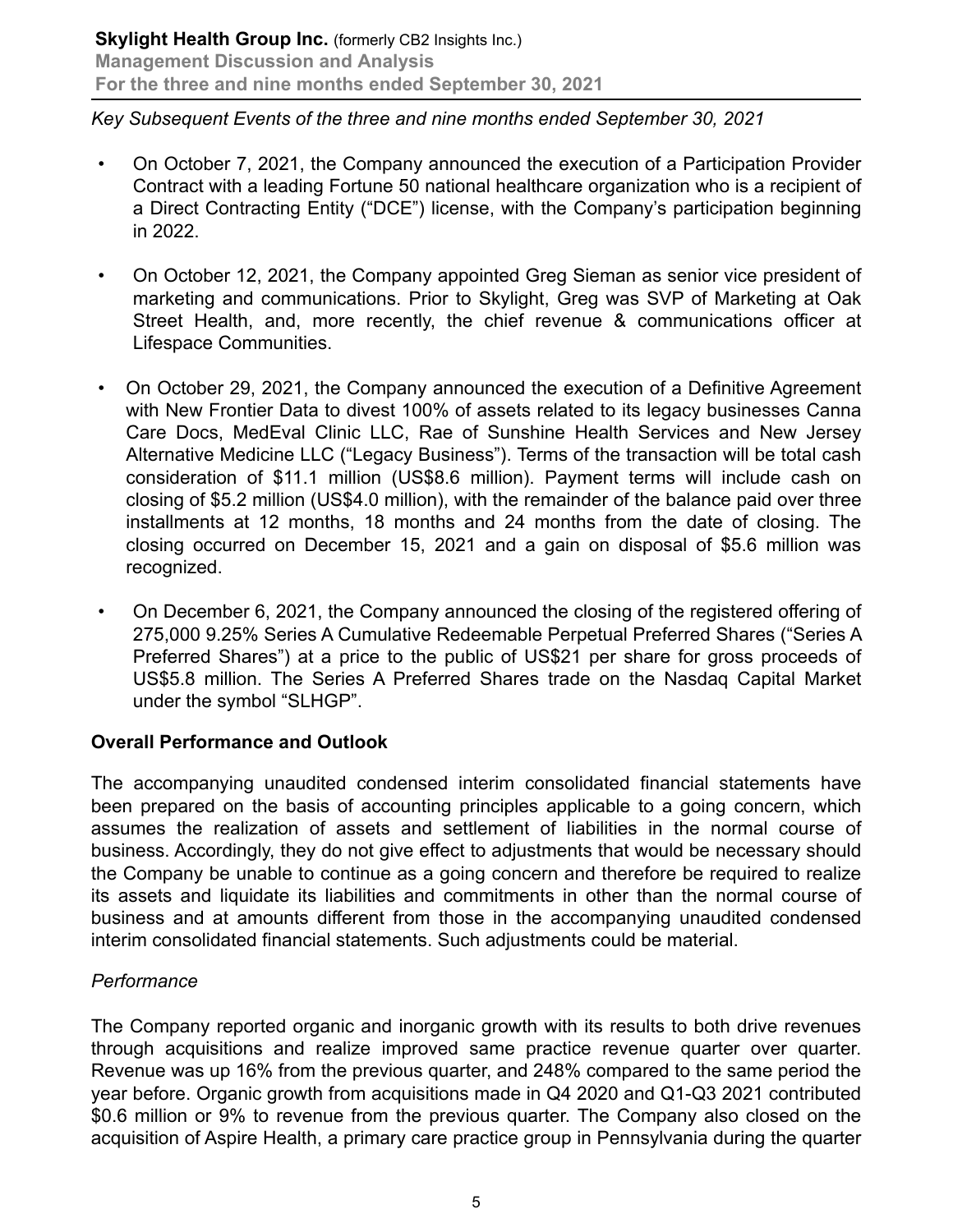*Key Subsequent Events of the three and nine months ended September 30, 2021*

- On October 7, 2021, the Company announced the execution of a Participation Provider Contract with a leading Fortune 50 national healthcare organization who is a recipient of a Direct Contracting Entity ("DCE") license, with the Company's participation beginning in 2022.
- On October 12, 2021, the Company appointed Greg Sieman as senior vice president of marketing and communications. Prior to Skylight, Greg was SVP of Marketing at Oak Street Health, and, more recently, the chief revenue & communications officer at Lifespace Communities.
- On October 29, 2021, the Company announced the execution of a Definitive Agreement with New Frontier Data to divest 100% of assets related to its legacy businesses Canna Care Docs, MedEval Clinic LLC, Rae of Sunshine Health Services and New Jersey Alternative Medicine LLC ("Legacy Business"). Terms of the transaction will be total cash consideration of $11.1 million (US$8.6 million). Payment terms will include cash on closing of $5.2 million (US$4.0 million), with the remainder of the balance paid over three installments at 12 months, 18 months and 24 months from the date of closing. The closing occurred on December 15, 2021 and a gain on disposal of $5.6 million was recognized.
- On December 6, 2021, the Company announced the closing of the registered offering of 275,000 9.25% Series A Cumulative Redeemable Perpetual Preferred Shares ("Series A Preferred Shares") at a price to the public of US$21 per share for gross proceeds of US$5.8 million. The Series A Preferred Shares trade on the Nasdaq Capital Market under the symbol "SLHGP".

## Overall Performance and Outlook

The accompanying unaudited condensed interim consolidated financial statements have been prepared on the basis of accounting principles applicable to a going concern, which assumes the realization of assets and settlement of liabilities in the normal course of business. Accordingly, they do not give effect to adjustments that would be necessary should the Company be unable to continue as a going concern and therefore be required to realize its assets and liquidate its liabilities and commitments in other than the normal course of business and at amounts different from those in the accompanying unaudited condensed interim consolidated financial statements. Such adjustments could be material.

*Performance*

The Company reported organic and inorganic growth with its results to both drive revenues through acquisitions and realize improved same practice revenue quarter over quarter. Revenue was up 16% from the previous quarter, and 248% compared to the same period the year before. Organic growth from acquisitions made in Q4 2020 and Q1-Q3 2021 contributed $0.6 million or 9% to revenue from the previous quarter. The Company also closed on the acquisition of Aspire Health, a primary care practice group in Pennsylvania during the quarter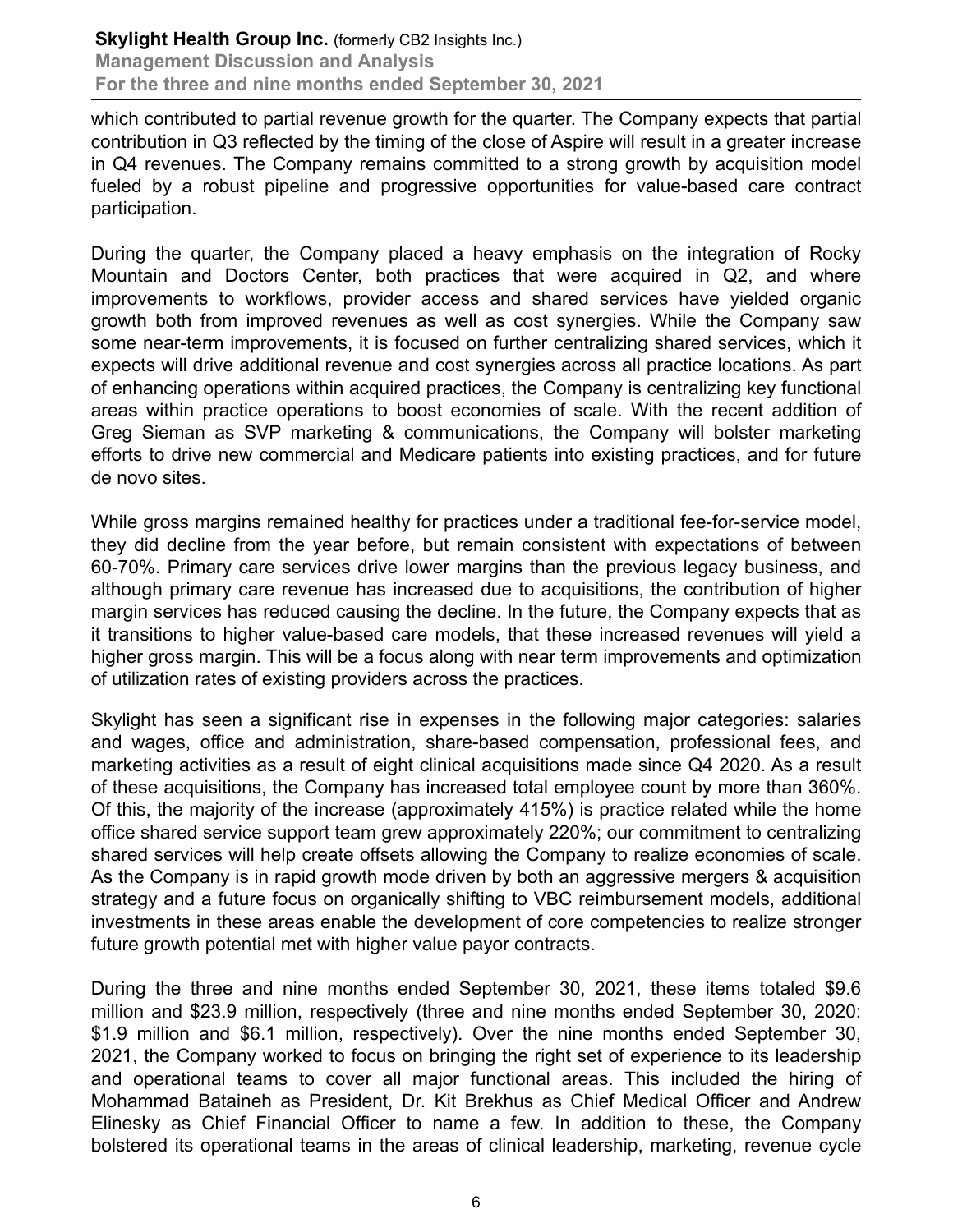which contributed to partial revenue growth for the quarter. The Company expects that partial contribution in Q3 reflected by the timing of the close of Aspire will result in a greater increase in Q4 revenues. The Company remains committed to a strong growth by acquisition model fueled by a robust pipeline and progressive opportunities for value-based care contract participation.

During the quarter, the Company placed a heavy emphasis on the integration of Rocky Mountain and Doctors Center, both practices that were acquired in Q2, and where improvements to workflows, provider access and shared services have yielded organic growth both from improved revenues as well as cost synergies. While the Company saw some near-term improvements, it is focused on further centralizing shared services, which it expects will drive additional revenue and cost synergies across all practice locations. As part of enhancing operations within acquired practices, the Company is centralizing key functional areas within practice operations to boost economies of scale. With the recent addition of Greg Sieman as SVP marketing & communications, the Company will bolster marketing efforts to drive new commercial and Medicare patients into existing practices, and for future de novo sites.

While gross margins remained healthy for practices under a traditional fee-for-service model, they did decline from the year before, but remain consistent with expectations of between 60-70%. Primary care services drive lower margins than the previous legacy business, and although primary care revenue has increased due to acquisitions, the contribution of higher margin services has reduced causing the decline. In the future, the Company expects that as it transitions to higher value-based care models, that these increased revenues will yield a higher gross margin. This will be a focus along with near term improvements and optimization of utilization rates of existing providers across the practices.

Skylight has seen a significant rise in expenses in the following major categories: salaries and wages, office and administration, share-based compensation, professional fees, and marketing activities as a result of eight clinical acquisitions made since Q4 2020. As a result of these acquisitions, the Company has increased total employee count by more than 360%. Of this, the majority of the increase (approximately 415%) is practice related while the home office shared service support team grew approximately 220%; our commitment to centralizing shared services will help create offsets allowing the Company to realize economies of scale. As the Company is in rapid growth mode driven by both an aggressive mergers & acquisition strategy and a future focus on organically shifting to VBC reimbursement models, additional investments in these areas enable the development of core competencies to realize stronger future growth potential met with higher value payor contracts.

During the three and nine months ended September 30, 2021, these items totaled $9.6 million and $23.9 million, respectively (three and nine months ended September 30, 2020: $1.9 million and $6.1 million, respectively). Over the nine months ended September 30, 2021, the Company worked to focus on bringing the right set of experience to its leadership and operational teams to cover all major functional areas. This included the hiring of Mohammad Bataineh as President, Dr. Kit Brekhus as Chief Medical Officer and Andrew Elinesky as Chief Financial Officer to name a few. In addition to these, the Company bolstered its operational teams in the areas of clinical leadership, marketing, revenue cycle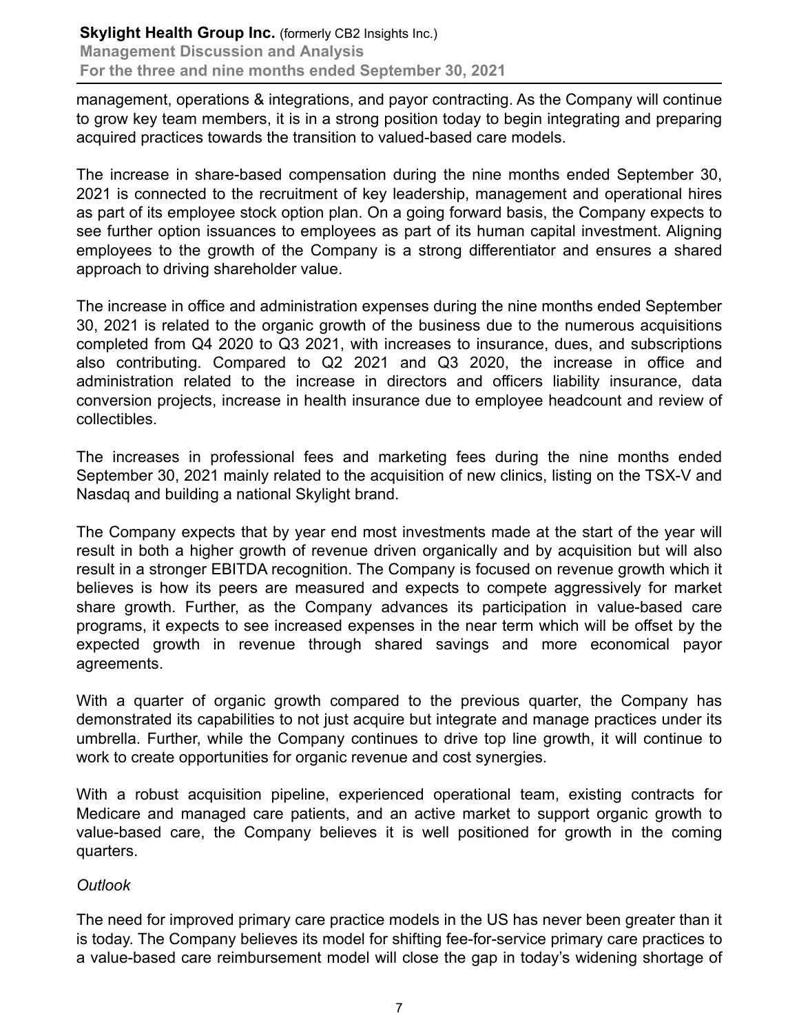management, operations & integrations, and payor contracting. As the Company will continue to grow key team members, it is in a strong position today to begin integrating and preparing acquired practices towards the transition to valued-based care models.

The increase in share-based compensation during the nine months ended September 30, 2021 is connected to the recruitment of key leadership, management and operational hires as part of its employee stock option plan. On a going forward basis, the Company expects to see further option issuances to employees as part of its human capital investment. Aligning employees to the growth of the Company is a strong differentiator and ensures a shared approach to driving shareholder value.

The increase in office and administration expenses during the nine months ended September 30, 2021 is related to the organic growth of the business due to the numerous acquisitions completed from Q4 2020 to Q3 2021, with increases to insurance, dues, and subscriptions also contributing. Compared to Q2 2021 and Q3 2020, the increase in office and administration related to the increase in directors and officers liability insurance, data conversion projects, increase in health insurance due to employee headcount and review of collectibles.

The increases in professional fees and marketing fees during the nine months ended September 30, 2021 mainly related to the acquisition of new clinics, listing on the TSX-V and Nasdaq and building a national Skylight brand.

The Company expects that by year end most investments made at the start of the year will result in both a higher growth of revenue driven organically and by acquisition but will also result in a stronger EBITDA recognition. The Company is focused on revenue growth which it believes is how its peers are measured and expects to compete aggressively for market share growth. Further, as the Company advances its participation in value-based care programs, it expects to see increased expenses in the near term which will be offset by the expected growth in revenue through shared savings and more economical payor agreements.

With a quarter of organic growth compared to the previous quarter, the Company has demonstrated its capabilities to not just acquire but integrate and manage practices under its umbrella. Further, while the Company continues to drive top line growth, it will continue to work to create opportunities for organic revenue and cost synergies.

With a robust acquisition pipeline, experienced operational team, existing contracts for Medicare and managed care patients, and an active market to support organic growth to value-based care, the Company believes it is well positioned for growth in the coming quarters.

*Outlook*

The need for improved primary care practice models in the US has never been greater than it is today. The Company believes its model for shifting fee-for-service primary care practices to a value-based care reimbursement model will close the gap in today's widening shortage of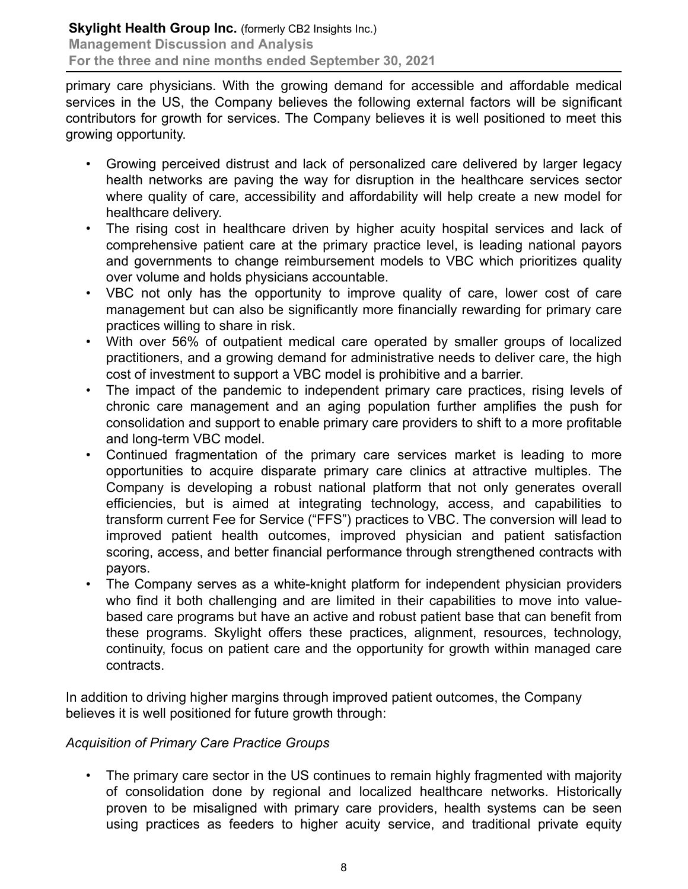primary care physicians. With the growing demand for accessible and affordable medical services in the US, the Company believes the following external factors will be significant contributors for growth for services. The Company believes it is well positioned to meet this growing opportunity.

- Growing perceived distrust and lack of personalized care delivered by larger legacy health networks are paving the way for disruption in the healthcare services sector where quality of care, accessibility and affordability will help create a new model for healthcare delivery.
- The rising cost in healthcare driven by higher acuity hospital services and lack of comprehensive patient care at the primary practice level, is leading national payors and governments to change reimbursement models to VBC which prioritizes quality over volume and holds physicians accountable.
- VBC not only has the opportunity to improve quality of care, lower cost of care management but can also be significantly more financially rewarding for primary care practices willing to share in risk.
- With over 56% of outpatient medical care operated by smaller groups of localized practitioners, and a growing demand for administrative needs to deliver care, the high cost of investment to support a VBC model is prohibitive and a barrier.
- The impact of the pandemic to independent primary care practices, rising levels of chronic care management and an aging population further amplifies the push for consolidation and support to enable primary care providers to shift to a more profitable and long-term VBC model.
- Continued fragmentation of the primary care services market is leading to more opportunities to acquire disparate primary care clinics at attractive multiples. The Company is developing a robust national platform that not only generates overall efficiencies, but is aimed at integrating technology, access, and capabilities to transform current Fee for Service ("FFS") practices to VBC. The conversion will lead to improved patient health outcomes, improved physician and patient satisfaction scoring, access, and better financial performance through strengthened contracts with payors.
- The Company serves as a white-knight platform for independent physician providers who find it both challenging and are limited in their capabilities to move into value-based care programs but have an active and robust patient base that can benefit from these programs. Skylight offers these practices, alignment, resources, technology, continuity, focus on patient care and the opportunity for growth within managed care contracts.

In addition to driving higher margins through improved patient outcomes, the Company believes it is well positioned for future growth through:

*Acquisition of Primary Care Practice Groups*

- The primary care sector in the US continues to remain highly fragmented with majority of consolidation done by regional and localized healthcare networks. Historically proven to be misaligned with primary care providers, health systems can be seen using practices as feeders to higher acuity service, and traditional private equity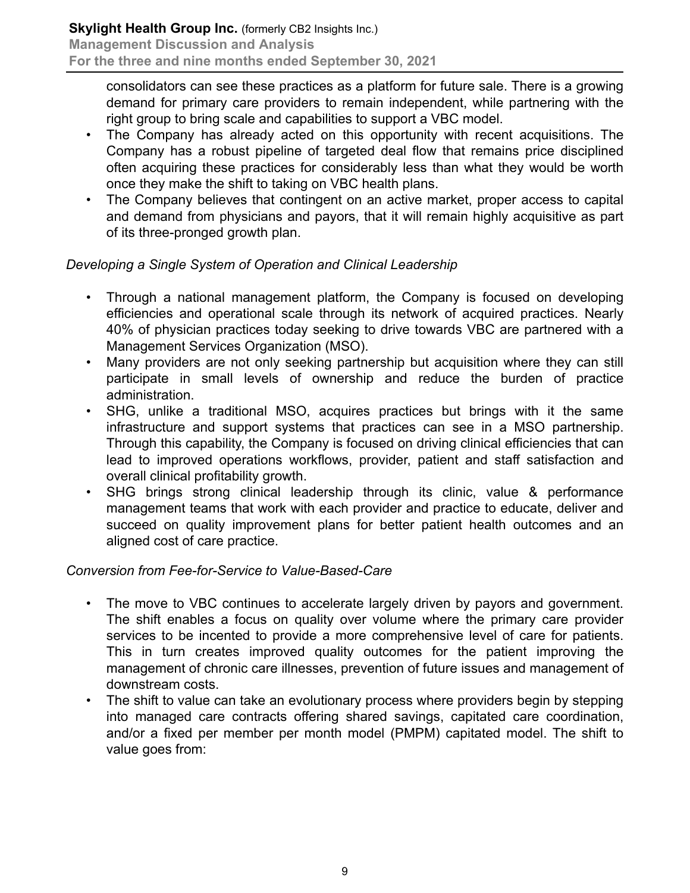consolidators can see these practices as a platform for future sale. There is a growing demand for primary care providers to remain independent, while partnering with the right group to bring scale and capabilities to support a VBC model.

- The Company has already acted on this opportunity with recent acquisitions. The Company has a robust pipeline of targeted deal flow that remains price disciplined often acquiring these practices for considerably less than what they would be worth once they make the shift to taking on VBC health plans.
- The Company believes that contingent on an active market, proper access to capital and demand from physicians and payors, that it will remain highly acquisitive as part of its three-pronged growth plan.

*Developing a Single System of Operation and Clinical Leadership*

- Through a national management platform, the Company is focused on developing efficiencies and operational scale through its network of acquired practices. Nearly 40% of physician practices today seeking to drive towards VBC are partnered with a Management Services Organization (MSO).
- Many providers are not only seeking partnership but acquisition where they can still participate in small levels of ownership and reduce the burden of practice administration.
- SHG, unlike a traditional MSO, acquires practices but brings with it the same infrastructure and support systems that practices can see in a MSO partnership. Through this capability, the Company is focused on driving clinical efficiencies that can lead to improved operations workflows, provider, patient and staff satisfaction and overall clinical profitability growth.
- SHG brings strong clinical leadership through its clinic, value & performance management teams that work with each provider and practice to educate, deliver and succeed on quality improvement plans for better patient health outcomes and an aligned cost of care practice.

*Conversion from Fee-for-Service to Value-Based-Care*

- The move to VBC continues to accelerate largely driven by payors and government. The shift enables a focus on quality over volume where the primary care provider services to be incented to provide a more comprehensive level of care for patients. This in turn creates improved quality outcomes for the patient improving the management of chronic care illnesses, prevention of future issues and management of downstream costs.
- The shift to value can take an evolutionary process where providers begin by stepping into managed care contracts offering shared savings, capitated care coordination, and/or a fixed per member per month model (PMPM) capitated model. The shift to value goes from: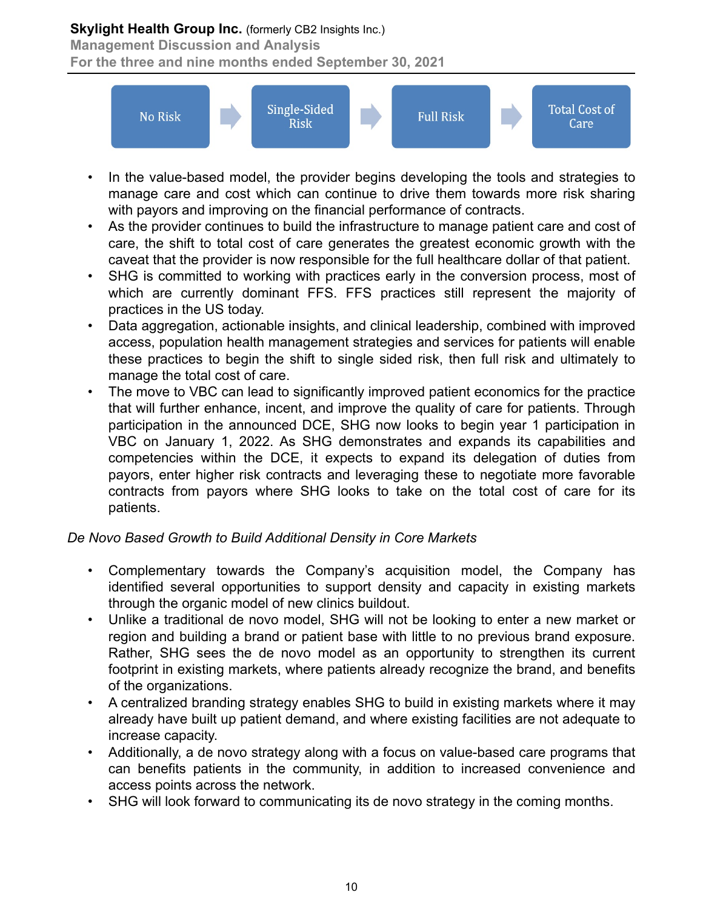No Risk → Single-Sided Risk → Full Risk → Total Cost of Care

- In the value-based model, the provider begins developing the tools and strategies to manage care and cost which can continue to drive them towards more risk sharing with payors and improving on the financial performance of contracts.
- As the provider continues to build the infrastructure to manage patient care and cost of care, the shift to total cost of care generates the greatest economic growth with the caveat that the provider is now responsible for the full healthcare dollar of that patient.
- SHG is committed to working with practices early in the conversion process, most of which are currently dominant FFS. FFS practices still represent the majority of practices in the US today.
- Data aggregation, actionable insights, and clinical leadership, combined with improved access, population health management strategies and services for patients will enable these practices to begin the shift to single sided risk, then full risk and ultimately to manage the total cost of care.
- The move to VBC can lead to significantly improved patient economics for the practice that will further enhance, incent, and improve the quality of care for patients. Through participation in the announced DCE, SHG now looks to begin year 1 participation in VBC on January 1, 2022. As SHG demonstrates and expands its capabilities and competencies within the DCE, it expects to expand its delegation of duties from payors, enter higher risk contracts and leveraging these to negotiate more favorable contracts from payors where SHG looks to take on the total cost of care for its patients.

*De Novo Based Growth to Build Additional Density in Core Markets*

- Complementary towards the Company's acquisition model, the Company has identified several opportunities to support density and capacity in existing markets through the organic model of new clinics buildout.
- Unlike a traditional de novo model, SHG will not be looking to enter a new market or region and building a brand or patient base with little to no previous brand exposure. Rather, SHG sees the de novo model as an opportunity to strengthen its current footprint in existing markets, where patients already recognize the brand, and benefits of the organizations.
- A centralized branding strategy enables SHG to build in existing markets where it may already have built up patient demand, and where existing facilities are not adequate to increase capacity.
- Additionally, a de novo strategy along with a focus on value-based care programs that can benefits patients in the community, in addition to increased convenience and access points across the network.
- SHG will look forward to communicating its de novo strategy in the coming months.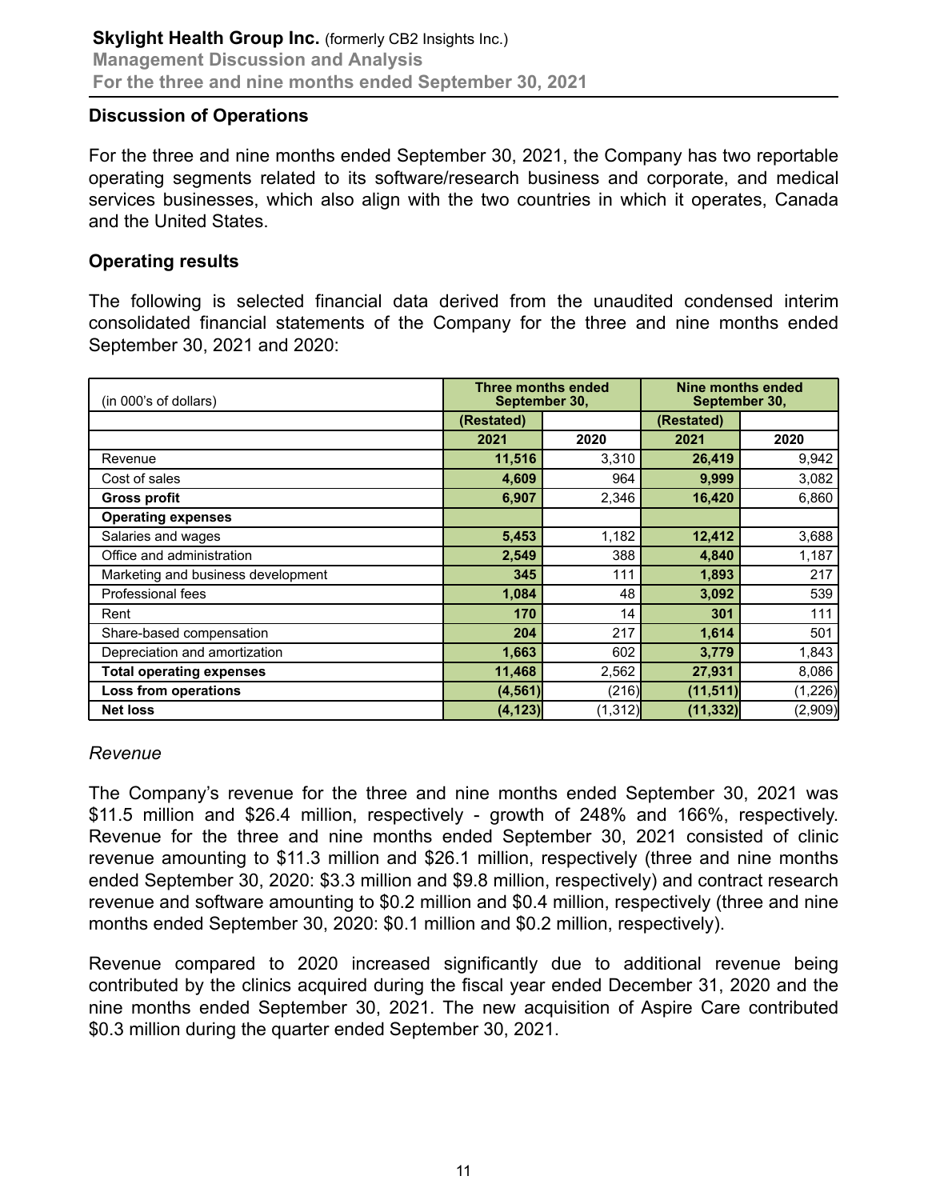## Discussion of Operations

For the three and nine months ended September 30, 2021, the Company has two reportable operating segments related to its software/research business and corporate, and medical services businesses, which also align with the two countries in which it operates, Canada and the United States.

## Operating results

The following is selected financial data derived from the unaudited condensed interim consolidated financial statements of the Company for the three and nine months ended September 30, 2021 and 2020:

| (in 000's of dollars) | Three months ended September 30, | | Nine months ended September 30, | |
|---|---|---|---|---|
| | (Restated) | | (Restated) | |
| | 2021 | 2020 | 2021 | 2020 |
| Revenue | **11,516** | 3,310 | **26,419** | 9,942 |
| Cost of sales | **4,609** | 964 | **9,999** | 3,082 |
| **Gross profit** | **6,907** | 2,346 | **16,420** | 6,860 |
| **Operating expenses** | | | | |
| Salaries and wages | **5,453** | 1,182 | **12,412** | 3,688 |
| Office and administration | **2,549** | 388 | **4,840** | 1,187 |
| Marketing and business development | **345** | 111 | **1,893** | 217 |
| Professional fees | **1,084** | 48 | **3,092** | 539 |
| Rent | **170** | 14 | **301** | 111 |
| Share-based compensation | **204** | 217 | **1,614** | 501 |
| Depreciation and amortization | **1,663** | 602 | **3,779** | 1,843 |
| **Total operating expenses** | **11,468** | 2,562 | **27,931** | 8,086 |
| **Loss from operations** | **(4,561)** | (216) | **(11,511)** | (1,226) |
| **Net loss** | **(4,123)** | (1,312) | **(11,332)** | (2,909) |

*Revenue*

The Company's revenue for the three and nine months ended September 30, 2021 was $11.5 million and $26.4 million, respectively - growth of 248% and 166%, respectively. Revenue for the three and nine months ended September 30, 2021 consisted of clinic revenue amounting to $11.3 million and $26.1 million, respectively (three and nine months ended September 30, 2020: $3.3 million and $9.8 million, respectively) and contract research revenue and software amounting to $0.2 million and $0.4 million, respectively (three and nine months ended September 30, 2020: $0.1 million and $0.2 million, respectively).

Revenue compared to 2020 increased significantly due to additional revenue being contributed by the clinics acquired during the fiscal year ended December 31, 2020 and the nine months ended September 30, 2021. The new acquisition of Aspire Care contributed $0.3 million during the quarter ended September 30, 2021.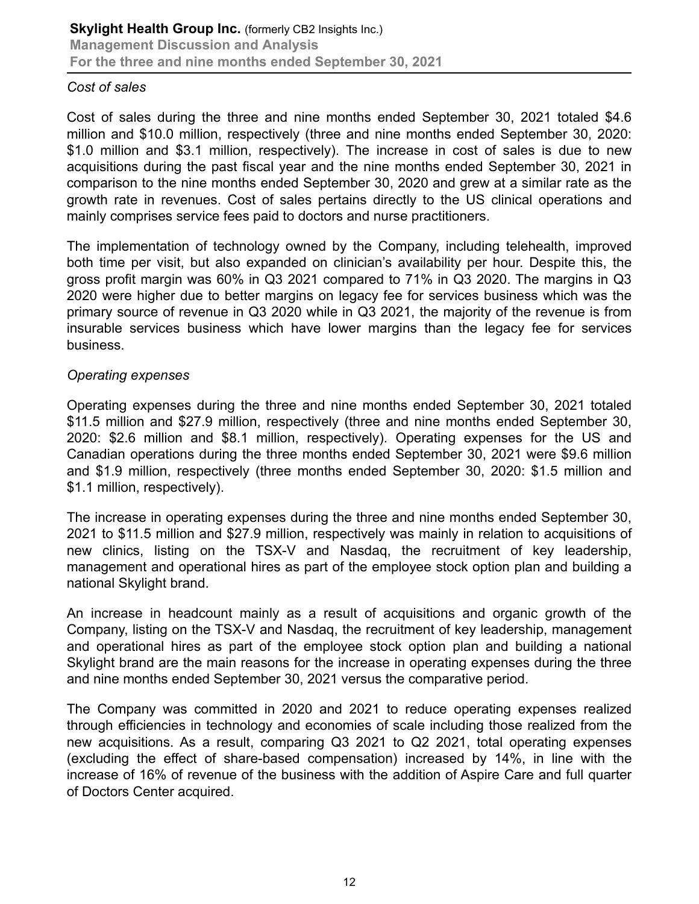*Cost of sales*

Cost of sales during the three and nine months ended September 30, 2021 totaled $4.6 million and $10.0 million, respectively (three and nine months ended September 30, 2020: $1.0 million and $3.1 million, respectively). The increase in cost of sales is due to new acquisitions during the past fiscal year and the nine months ended September 30, 2021 in comparison to the nine months ended September 30, 2020 and grew at a similar rate as the growth rate in revenues. Cost of sales pertains directly to the US clinical operations and mainly comprises service fees paid to doctors and nurse practitioners.

The implementation of technology owned by the Company, including telehealth, improved both time per visit, but also expanded on clinician's availability per hour. Despite this, the gross profit margin was 60% in Q3 2021 compared to 71% in Q3 2020. The margins in Q3 2020 were higher due to better margins on legacy fee for services business which was the primary source of revenue in Q3 2020 while in Q3 2021, the majority of the revenue is from insurable services business which have lower margins than the legacy fee for services business.

*Operating expenses*

Operating expenses during the three and nine months ended September 30, 2021 totaled $11.5 million and $27.9 million, respectively (three and nine months ended September 30, 2020: $2.6 million and $8.1 million, respectively). Operating expenses for the US and Canadian operations during the three months ended September 30, 2021 were $9.6 million and $1.9 million, respectively (three months ended September 30, 2020: $1.5 million and $1.1 million, respectively).

The increase in operating expenses during the three and nine months ended September 30, 2021 to $11.5 million and $27.9 million, respectively was mainly in relation to acquisitions of new clinics, listing on the TSX-V and Nasdaq, the recruitment of key leadership, management and operational hires as part of the employee stock option plan and building a national Skylight brand.

An increase in headcount mainly as a result of acquisitions and organic growth of the Company, listing on the TSX-V and Nasdaq, the recruitment of key leadership, management and operational hires as part of the employee stock option plan and building a national Skylight brand are the main reasons for the increase in operating expenses during the three and nine months ended September 30, 2021 versus the comparative period.

The Company was committed in 2020 and 2021 to reduce operating expenses realized through efficiencies in technology and economies of scale including those realized from the new acquisitions. As a result, comparing Q3 2021 to Q2 2021, total operating expenses (excluding the effect of share-based compensation) increased by 14%, in line with the increase of 16% of revenue of the business with the addition of Aspire Care and full quarter of Doctors Center acquired.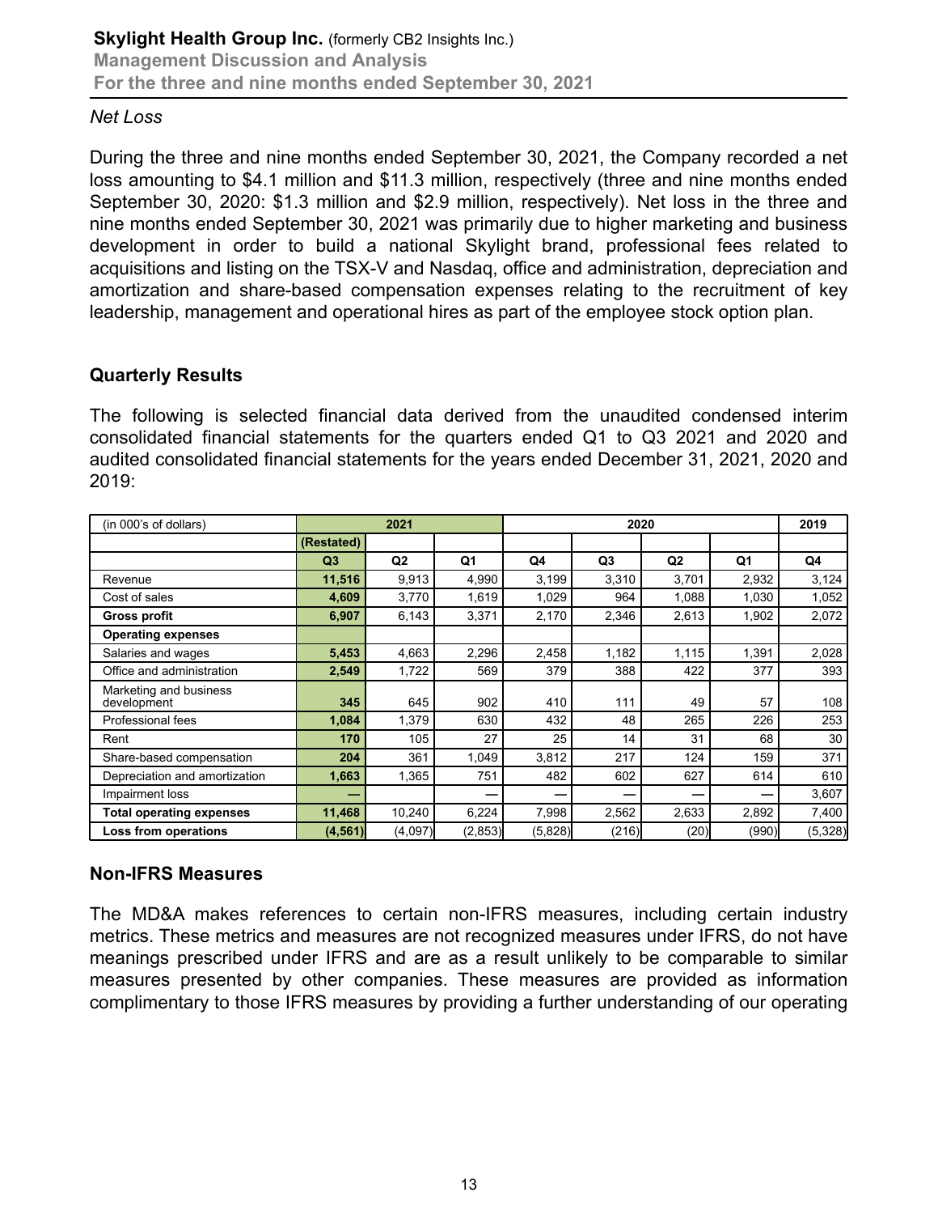*Net Loss*

During the three and nine months ended September 30, 2021, the Company recorded a net loss amounting to $4.1 million and $11.3 million, respectively (three and nine months ended September 30, 2020: $1.3 million and $2.9 million, respectively). Net loss in the three and nine months ended September 30, 2021 was primarily due to higher marketing and business development in order to build a national Skylight brand, professional fees related to acquisitions and listing on the TSX-V and Nasdaq, office and administration, depreciation and amortization and share-based compensation expenses relating to the recruitment of key leadership, management and operational hires as part of the employee stock option plan.

## Quarterly Results

The following is selected financial data derived from the unaudited condensed interim consolidated financial statements for the quarters ended Q1 to Q3 2021 and 2020 and audited consolidated financial statements for the years ended December 31, 2021, 2020 and 2019:

| (in 000's of dollars) | 2021 | | | 2020 | | | | 2019 |
|---|---|---|---|---|---|---|---|---|
| | (Restated) | | | | | | | |
| | Q3 | Q2 | Q1 | Q4 | Q3 | Q2 | Q1 | Q4 |
| Revenue | **11,516** | 9,913 | 4,990 | 3,199 | 3,310 | 3,701 | 2,932 | 3,124 |
| Cost of sales | **4,609** | 3,770 | 1,619 | 1,029 | 964 | 1,088 | 1,030 | 1,052 |
| **Gross profit** | **6,907** | 6,143 | 3,371 | 2,170 | 2,346 | 2,613 | 1,902 | 2,072 |
| **Operating expenses** | | | | | | | | |
| Salaries and wages | **5,453** | 4,663 | 2,296 | 2,458 | 1,182 | 1,115 | 1,391 | 2,028 |
| Office and administration | **2,549** | 1,722 | 569 | 379 | 388 | 422 | 377 | 393 |
| Marketing and business development | **345** | 645 | 902 | 410 | 111 | 49 | 57 | 108 |
| Professional fees | **1,084** | 1,379 | 630 | 432 | 48 | 265 | 226 | 253 |
| Rent | **170** | 105 | 27 | 25 | 14 | 31 | 68 | 30 |
| Share-based compensation | **204** | 361 | 1,049 | 3,812 | 217 | 124 | 159 | 371 |
| Depreciation and amortization | **1,663** | 1,365 | 751 | 482 | 602 | 627 | 614 | 610 |
| Impairment loss | **—** | | — | — | — | — | — | 3,607 |
| **Total operating expenses** | **11,468** | 10,240 | 6,224 | 7,998 | 2,562 | 2,633 | 2,892 | 7,400 |
| **Loss from operations** | **(4,561)** | (4,097) | (2,853) | (5,828) | (216) | (20) | (990) | (5,328) |

## Non-IFRS Measures

The MD&A makes references to certain non-IFRS measures, including certain industry metrics. These metrics and measures are not recognized measures under IFRS, do not have meanings prescribed under IFRS and are as a result unlikely to be comparable to similar measures presented by other companies. These measures are provided as information complimentary to those IFRS measures by providing a further understanding of our operating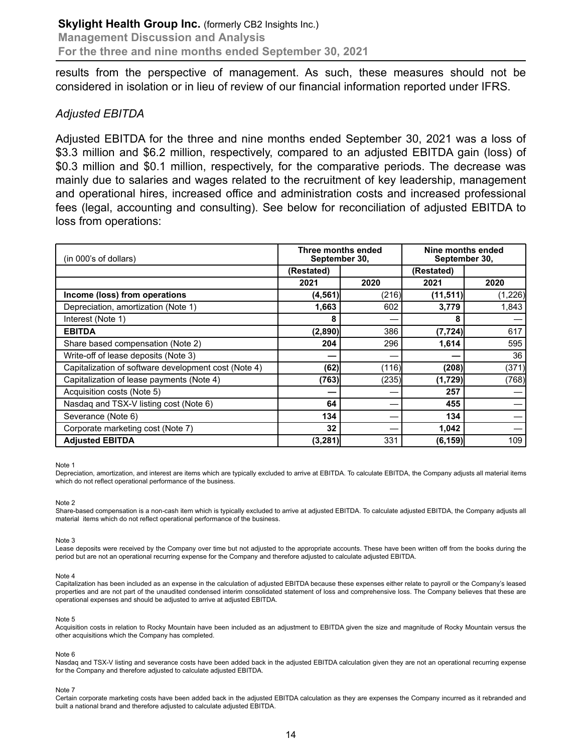results from the perspective of management. As such, these measures should not be considered in isolation or in lieu of review of our financial information reported under IFRS.

*Adjusted EBITDA*

Adjusted EBITDA for the three and nine months ended September 30, 2021 was a loss of $3.3 million and $6.2 million, respectively, compared to an adjusted EBITDA gain (loss) of $0.3 million and $0.1 million, respectively, for the comparative periods. The decrease was mainly due to salaries and wages related to the recruitment of key leadership, management and operational hires, increased office and administration costs and increased professional fees (legal, accounting and consulting). See below for reconciliation of adjusted EBITDA to loss from operations:

| (in 000's of dollars) | Three months ended September 30, | | Nine months ended September 30, | |
|---|---|---|---|---|
| | (Restated) | | (Restated) | |
| | 2021 | 2020 | 2021 | 2020 |
| **Income (loss) from operations** | **(4,561)** | (216) | **(11,511)** | (1,226) |
| Depreciation, amortization (Note 1) | **1,663** | 602 | **3,779** | 1,843 |
| Interest (Note 1) | **8** | — | **8** | — |
| **EBITDA** | **(2,890)** | 386 | **(7,724)** | 617 |
| Share based compensation (Note 2) | **204** | 296 | **1,614** | 595 |
| Write-off of lease deposits (Note 3) | **—** | — | **—** | 36 |
| Capitalization of software development cost (Note 4) | **(62)** | (116) | **(208)** | (371) |
| Capitalization of lease payments (Note 4) | **(763)** | (235) | **(1,729)** | (768) |
| Acquisition costs (Note 5) | **—** | — | **257** | — |
| Nasdaq and TSX-V listing cost (Note 6) | **64** | — | **455** | — |
| Severance (Note 6) | **134** | — | **134** | — |
| Corporate marketing cost (Note 7) | **32** | — | **1,042** | — |
| **Adjusted EBITDA** | **(3,281)** | 331 | **(6,159)** | 109 |

Note 1
Depreciation, amortization, and interest are items which are typically excluded to arrive at EBITDA. To calculate EBITDA, the Company adjusts all material items which do not reflect operational performance of the business.

Note 2
Share-based compensation is a non-cash item which is typically excluded to arrive at adjusted EBITDA. To calculate adjusted EBITDA, the Company adjusts all material items which do not reflect operational performance of the business.

Note 3
Lease deposits were received by the Company over time but not adjusted to the appropriate accounts. These have been written off from the books during the period but are not an operational recurring expense for the Company and therefore adjusted to calculate adjusted EBITDA.

Note 4
Capitalization has been included as an expense in the calculation of adjusted EBITDA because these expenses either relate to payroll or the Company's leased properties and are not part of the unaudited condensed interim consolidated statement of loss and comprehensive loss. The Company believes that these are operational expenses and should be adjusted to arrive at adjusted EBITDA.

Note 5
Acquisition costs in relation to Rocky Mountain have been included as an adjustment to EBITDA given the size and magnitude of Rocky Mountain versus the other acquisitions which the Company has completed.

Note 6
Nasdaq and TSX-V listing and severance costs have been added back in the adjusted EBITDA calculation given they are not an operational recurring expense for the Company and therefore adjusted to calculate adjusted EBITDA.

Note 7
Certain corporate marketing costs have been added back in the adjusted EBITDA calculation as they are expenses the Company incurred as it rebranded and built a national brand and therefore adjusted to calculate adjusted EBITDA.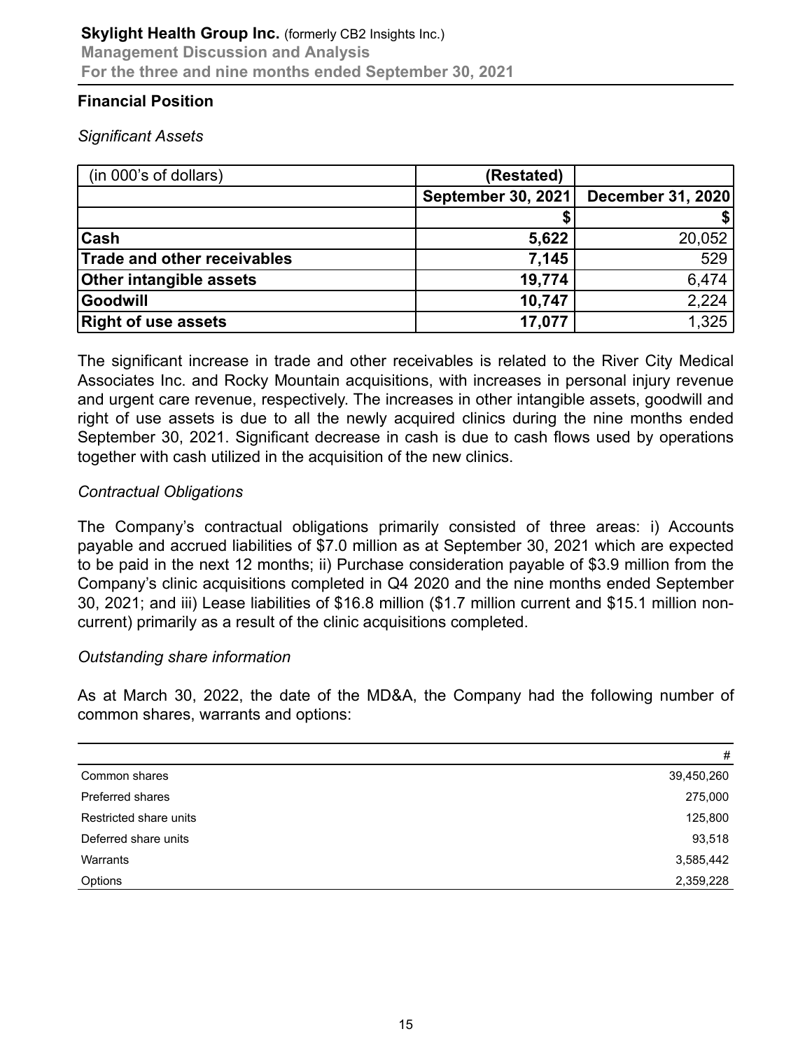## Financial Position

*Significant Assets*

| (in 000's of dollars) | (Restated) | |
|---|---|---|
| | **September 30, 2021** | **December 31, 2020** |
| | **$** | **$** |
| **Cash** | **5,622** | 20,052 |
| **Trade and other receivables** | **7,145** | 529 |
| **Other intangible assets** | **19,774** | 6,474 |
| **Goodwill** | **10,747** | 2,224 |
| **Right of use assets** | **17,077** | 1,325 |

The significant increase in trade and other receivables is related to the River City Medical Associates Inc. and Rocky Mountain acquisitions, with increases in personal injury revenue and urgent care revenue, respectively. The increases in other intangible assets, goodwill and right of use assets is due to all the newly acquired clinics during the nine months ended September 30, 2021. Significant decrease in cash is due to cash flows used by operations together with cash utilized in the acquisition of the new clinics.

*Contractual Obligations*

The Company's contractual obligations primarily consisted of three areas: i) Accounts payable and accrued liabilities of $7.0 million as at September 30, 2021 which are expected to be paid in the next 12 months; ii) Purchase consideration payable of $3.9 million from the Company's clinic acquisitions completed in Q4 2020 and the nine months ended September 30, 2021; and iii) Lease liabilities of $16.8 million ($1.7 million current and $15.1 million non-current) primarily as a result of the clinic acquisitions completed.

*Outstanding share information*

As at March 30, 2022, the date of the MD&A, the Company had the following number of common shares, warrants and options:

| | # |
|---|---|
| Common shares | 39,450,260 |
| Preferred shares | 275,000 |
| Restricted share units | 125,800 |
| Deferred share units | 93,518 |
| Warrants | 3,585,442 |
| Options | 2,359,228 |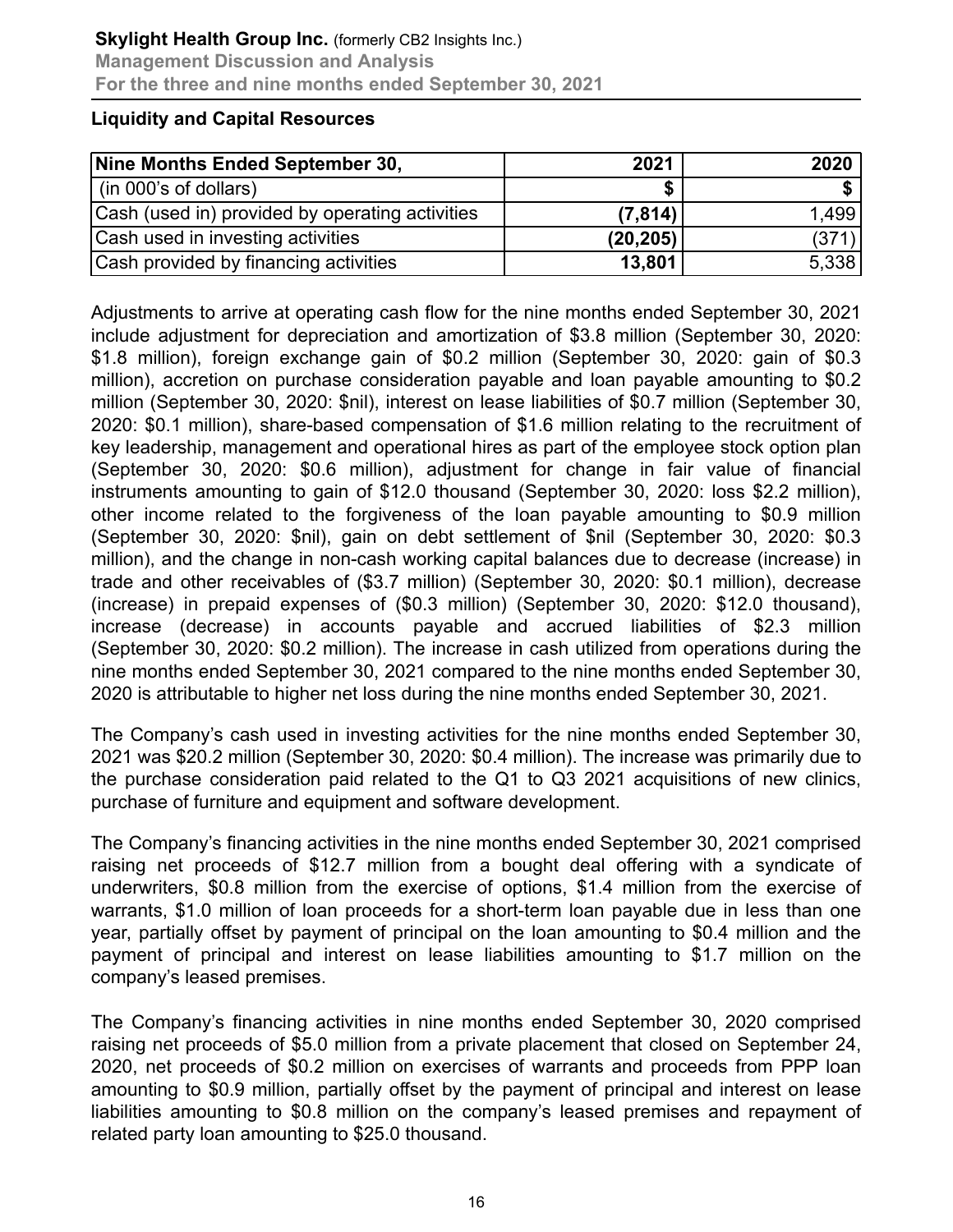## Liquidity and Capital Resources

| Nine Months Ended September 30, | 2021 | 2020 |
|---|---|---|
| (in 000's of dollars) | **$** | **$** |
| Cash (used in) provided by operating activities | **(7,814)** | 1,499 |
| Cash used in investing activities | **(20,205)** | (371) |
| Cash provided by financing activities | **13,801** | 5,338 |

Adjustments to arrive at operating cash flow for the nine months ended September 30, 2021 include adjustment for depreciation and amortization of $3.8 million (September 30, 2020: $1.8 million), foreign exchange gain of $0.2 million (September 30, 2020: gain of $0.3 million), accretion on purchase consideration payable and loan payable amounting to $0.2 million (September 30, 2020: $nil), interest on lease liabilities of $0.7 million (September 30, 2020: $0.1 million), share-based compensation of $1.6 million relating to the recruitment of key leadership, management and operational hires as part of the employee stock option plan (September 30, 2020: $0.6 million), adjustment for change in fair value of financial instruments amounting to gain of $12.0 thousand (September 30, 2020: loss $2.2 million), other income related to the forgiveness of the loan payable amounting to $0.9 million (September 30, 2020: $nil), gain on debt settlement of $nil (September 30, 2020: $0.3 million), and the change in non-cash working capital balances due to decrease (increase) in trade and other receivables of ($3.7 million) (September 30, 2020: $0.1 million), decrease (increase) in prepaid expenses of ($0.3 million) (September 30, 2020: $12.0 thousand), increase (decrease) in accounts payable and accrued liabilities of $2.3 million (September 30, 2020: $0.2 million). The increase in cash utilized from operations during the nine months ended September 30, 2021 compared to the nine months ended September 30, 2020 is attributable to higher net loss during the nine months ended September 30, 2021.

The Company's cash used in investing activities for the nine months ended September 30, 2021 was $20.2 million (September 30, 2020: $0.4 million). The increase was primarily due to the purchase consideration paid related to the Q1 to Q3 2021 acquisitions of new clinics, purchase of furniture and equipment and software development.

The Company's financing activities in the nine months ended September 30, 2021 comprised raising net proceeds of $12.7 million from a bought deal offering with a syndicate of underwriters, $0.8 million from the exercise of options, $1.4 million from the exercise of warrants, $1.0 million of loan proceeds for a short-term loan payable due in less than one year, partially offset by payment of principal on the loan amounting to $0.4 million and the payment of principal and interest on lease liabilities amounting to $1.7 million on the company's leased premises.

The Company's financing activities in nine months ended September 30, 2020 comprised raising net proceeds of $5.0 million from a private placement that closed on September 24, 2020, net proceeds of $0.2 million on exercises of warrants and proceeds from PPP loan amounting to $0.9 million, partially offset by the payment of principal and interest on lease liabilities amounting to $0.8 million on the company's leased premises and repayment of related party loan amounting to $25.0 thousand.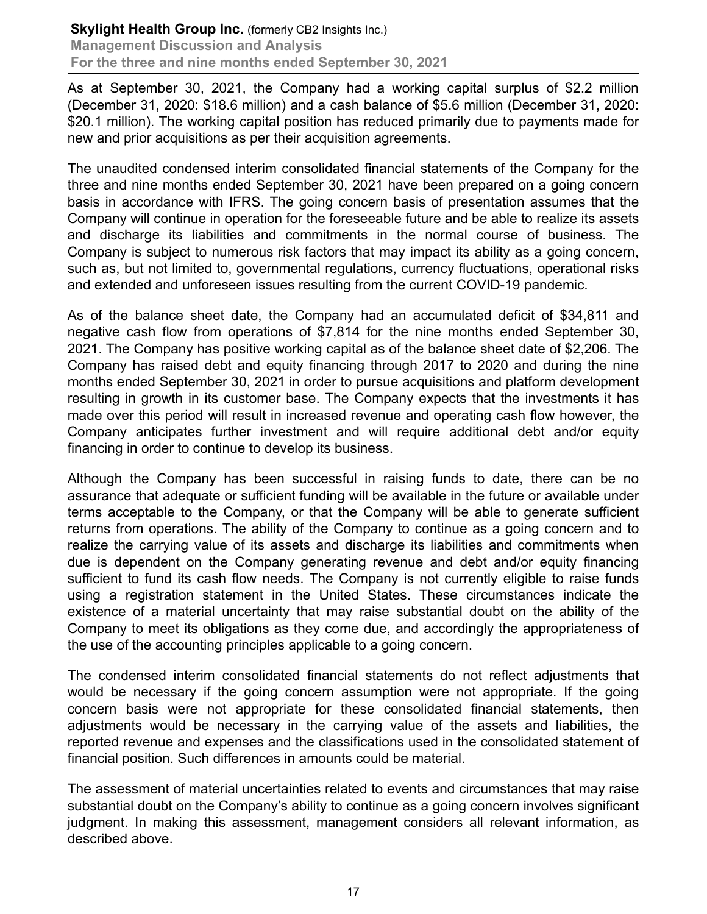As at September 30, 2021, the Company had a working capital surplus of $2.2 million (December 31, 2020: $18.6 million) and a cash balance of $5.6 million (December 31, 2020: $20.1 million). The working capital position has reduced primarily due to payments made for new and prior acquisitions as per their acquisition agreements.

The unaudited condensed interim consolidated financial statements of the Company for the three and nine months ended September 30, 2021 have been prepared on a going concern basis in accordance with IFRS. The going concern basis of presentation assumes that the Company will continue in operation for the foreseeable future and be able to realize its assets and discharge its liabilities and commitments in the normal course of business. The Company is subject to numerous risk factors that may impact its ability as a going concern, such as, but not limited to, governmental regulations, currency fluctuations, operational risks and extended and unforeseen issues resulting from the current COVID-19 pandemic.

As of the balance sheet date, the Company had an accumulated deficit of $34,811 and negative cash flow from operations of $7,814 for the nine months ended September 30, 2021. The Company has positive working capital as of the balance sheet date of $2,206. The Company has raised debt and equity financing through 2017 to 2020 and during the nine months ended September 30, 2021 in order to pursue acquisitions and platform development resulting in growth in its customer base. The Company expects that the investments it has made over this period will result in increased revenue and operating cash flow however, the Company anticipates further investment and will require additional debt and/or equity financing in order to continue to develop its business.

Although the Company has been successful in raising funds to date, there can be no assurance that adequate or sufficient funding will be available in the future or available under terms acceptable to the Company, or that the Company will be able to generate sufficient returns from operations. The ability of the Company to continue as a going concern and to realize the carrying value of its assets and discharge its liabilities and commitments when due is dependent on the Company generating revenue and debt and/or equity financing sufficient to fund its cash flow needs. The Company is not currently eligible to raise funds using a registration statement in the United States. These circumstances indicate the existence of a material uncertainty that may raise substantial doubt on the ability of the Company to meet its obligations as they come due, and accordingly the appropriateness of the use of the accounting principles applicable to a going concern.

The condensed interim consolidated financial statements do not reflect adjustments that would be necessary if the going concern assumption were not appropriate. If the going concern basis were not appropriate for these consolidated financial statements, then adjustments would be necessary in the carrying value of the assets and liabilities, the reported revenue and expenses and the classifications used in the consolidated statement of financial position. Such differences in amounts could be material.

The assessment of material uncertainties related to events and circumstances that may raise substantial doubt on the Company's ability to continue as a going concern involves significant judgment. In making this assessment, management considers all relevant information, as described above.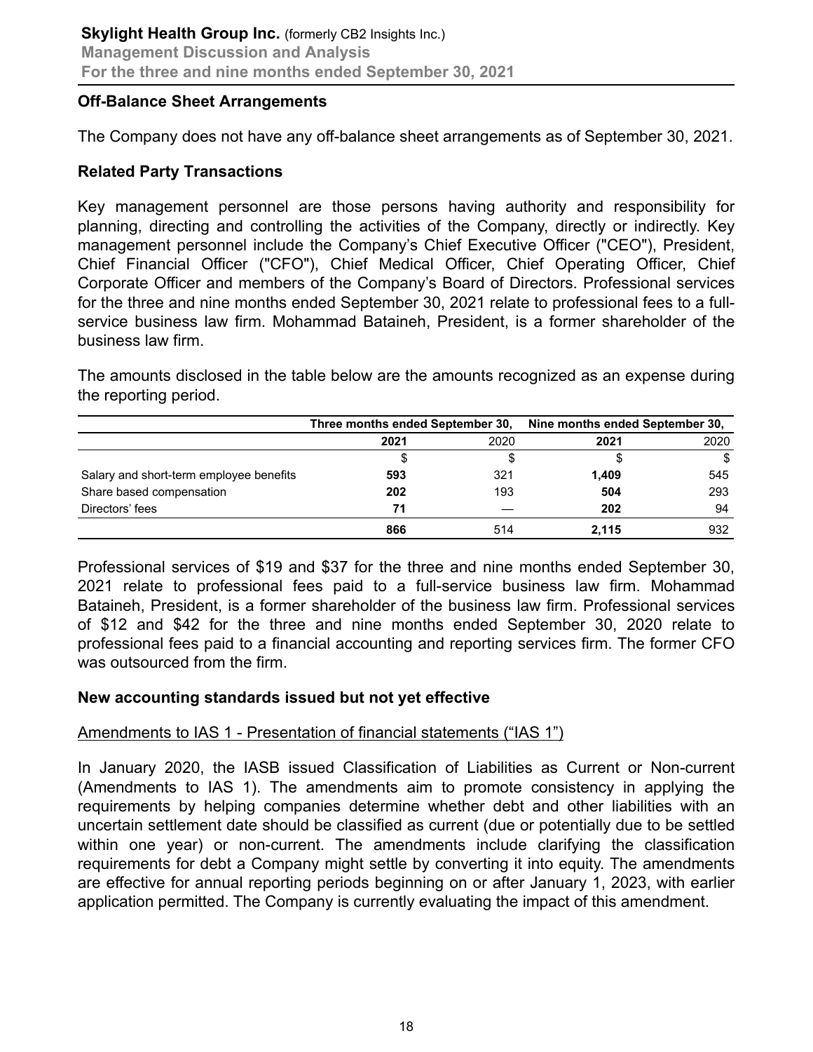## Off-Balance Sheet Arrangements

The Company does not have any off-balance sheet arrangements as of September 30, 2021.

## Related Party Transactions

Key management personnel are those persons having authority and responsibility for planning, directing and controlling the activities of the Company, directly or indirectly. Key management personnel include the Company's Chief Executive Officer ("CEO"), President, Chief Financial Officer ("CFO"), Chief Medical Officer, Chief Operating Officer, Chief Corporate Officer and members of the Company's Board of Directors. Professional services for the three and nine months ended September 30, 2021 relate to professional fees to a full-service business law firm. Mohammad Bataineh, President, is a former shareholder of the business law firm.

The amounts disclosed in the table below are the amounts recognized as an expense during the reporting period.

| | Three months ended September 30, | | Nine months ended September 30, | |
|---|---|---|---|---|
| | **2021** | 2020 | **2021** | 2020 |
| | $ | $ | $ | $ |
| Salary and short-term employee benefits | **593** | 321 | **1,409** | 545 |
| Share based compensation | **202** | 193 | **504** | 293 |
| Directors' fees | **71** | — | **202** | 94 |
| | **866** | 514 | **2,115** | 932 |

Professional services of $19 and $37 for the three and nine months ended September 30, 2021 relate to professional fees paid to a full-service business law firm. Mohammad Bataineh, President, is a former shareholder of the business law firm. Professional services of $12 and $42 for the three and nine months ended September 30, 2020 relate to professional fees paid to a financial accounting and reporting services firm. The former CFO was outsourced from the firm.

## New accounting standards issued but not yet effective

Amendments to IAS 1 - Presentation of financial statements ("IAS 1")

In January 2020, the IASB issued Classification of Liabilities as Current or Non-current (Amendments to IAS 1). The amendments aim to promote consistency in applying the requirements by helping companies determine whether debt and other liabilities with an uncertain settlement date should be classified as current (due or potentially due to be settled within one year) or non-current. The amendments include clarifying the classification requirements for debt a Company might settle by converting it into equity. The amendments are effective for annual reporting periods beginning on or after January 1, 2023, with earlier application permitted. The Company is currently evaluating the impact of this amendment.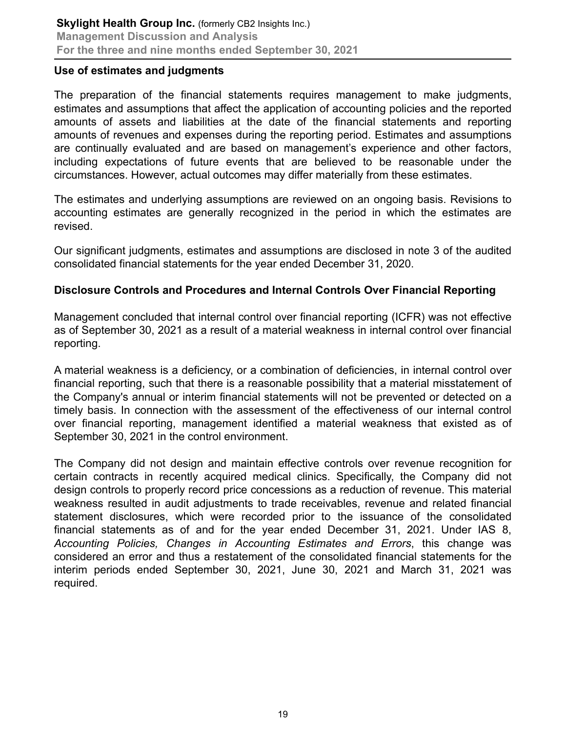## Use of estimates and judgments

The preparation of the financial statements requires management to make judgments, estimates and assumptions that affect the application of accounting policies and the reported amounts of assets and liabilities at the date of the financial statements and reporting amounts of revenues and expenses during the reporting period. Estimates and assumptions are continually evaluated and are based on management's experience and other factors, including expectations of future events that are believed to be reasonable under the circumstances. However, actual outcomes may differ materially from these estimates.

The estimates and underlying assumptions are reviewed on an ongoing basis. Revisions to accounting estimates are generally recognized in the period in which the estimates are revised.

Our significant judgments, estimates and assumptions are disclosed in note 3 of the audited consolidated financial statements for the year ended December 31, 2020.

## Disclosure Controls and Procedures and Internal Controls Over Financial Reporting

Management concluded that internal control over financial reporting (ICFR) was not effective as of September 30, 2021 as a result of a material weakness in internal control over financial reporting.

A material weakness is a deficiency, or a combination of deficiencies, in internal control over financial reporting, such that there is a reasonable possibility that a material misstatement of the Company's annual or interim financial statements will not be prevented or detected on a timely basis. In connection with the assessment of the effectiveness of our internal control over financial reporting, management identified a material weakness that existed as of September 30, 2021 in the control environment.

The Company did not design and maintain effective controls over revenue recognition for certain contracts in recently acquired medical clinics. Specifically, the Company did not design controls to properly record price concessions as a reduction of revenue. This material weakness resulted in audit adjustments to trade receivables, revenue and related financial statement disclosures, which were recorded prior to the issuance of the consolidated financial statements as of and for the year ended December 31, 2021. Under IAS 8, *Accounting Policies, Changes in Accounting Estimates and Errors*, this change was considered an error and thus a restatement of the consolidated financial statements for the interim periods ended September 30, 2021, June 30, 2021 and March 31, 2021 was required.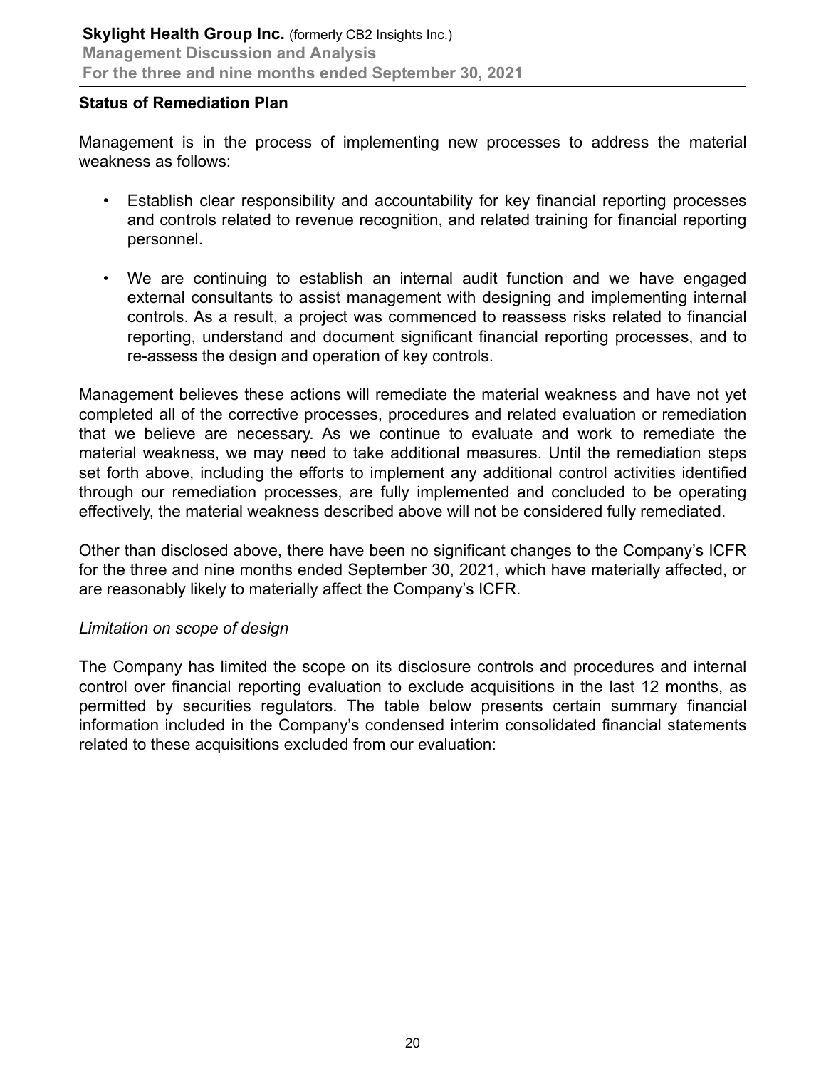## Status of Remediation Plan

Management is in the process of implementing new processes to address the material weakness as follows:

- Establish clear responsibility and accountability for key financial reporting processes and controls related to revenue recognition, and related training for financial reporting personnel.
- We are continuing to establish an internal audit function and we have engaged external consultants to assist management with designing and implementing internal controls. As a result, a project was commenced to reassess risks related to financial reporting, understand and document significant financial reporting processes, and to re-assess the design and operation of key controls.

Management believes these actions will remediate the material weakness and have not yet completed all of the corrective processes, procedures and related evaluation or remediation that we believe are necessary. As we continue to evaluate and work to remediate the material weakness, we may need to take additional measures. Until the remediation steps set forth above, including the efforts to implement any additional control activities identified through our remediation processes, are fully implemented and concluded to be operating effectively, the material weakness described above will not be considered fully remediated.

Other than disclosed above, there have been no significant changes to the Company's ICFR for the three and nine months ended September 30, 2021, which have materially affected, or are reasonably likely to materially affect the Company's ICFR.

*Limitation on scope of design*

The Company has limited the scope on its disclosure controls and procedures and internal control over financial reporting evaluation to exclude acquisitions in the last 12 months, as permitted by securities regulators. The table below presents certain summary financial information included in the Company's condensed interim consolidated financial statements related to these acquisitions excluded from our evaluation: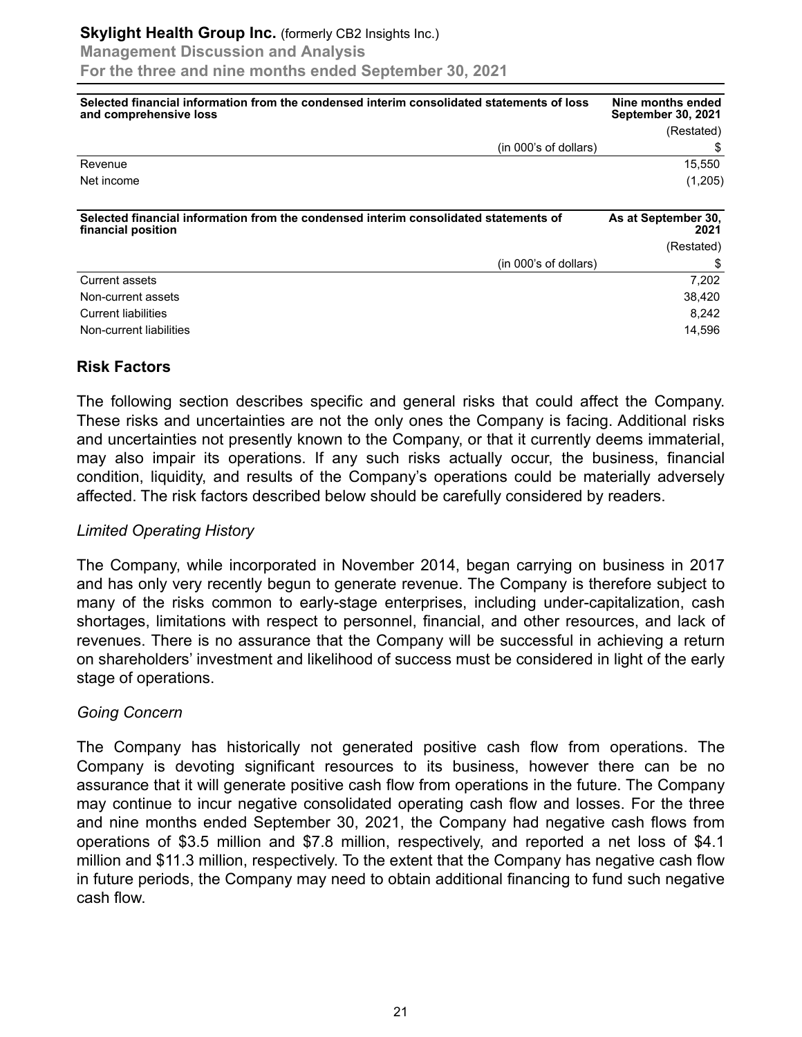| Selected financial information from the condensed interim consolidated statements of loss and comprehensive loss | Nine months ended September 30, 2021 |
|---|---|
| | (Restated) |
| (in 000's of dollars) | $ |
| Revenue | 15,550 |
| Net income | (1,205) |

| Selected financial information from the condensed interim consolidated statements of financial position | As at September 30, 2021 |
|---|---|
| | (Restated) |
| (in 000's of dollars) | $ |
| Current assets | 7,202 |
| Non-current assets | 38,420 |
| Current liabilities | 8,242 |
| Non-current liabilities | 14,596 |

## Risk Factors

The following section describes specific and general risks that could affect the Company. These risks and uncertainties are not the only ones the Company is facing. Additional risks and uncertainties not presently known to the Company, or that it currently deems immaterial, may also impair its operations. If any such risks actually occur, the business, financial condition, liquidity, and results of the Company's operations could be materially adversely affected. The risk factors described below should be carefully considered by readers.

*Limited Operating History*

The Company, while incorporated in November 2014, began carrying on business in 2017 and has only very recently begun to generate revenue. The Company is therefore subject to many of the risks common to early-stage enterprises, including under-capitalization, cash shortages, limitations with respect to personnel, financial, and other resources, and lack of revenues. There is no assurance that the Company will be successful in achieving a return on shareholders' investment and likelihood of success must be considered in light of the early stage of operations.

*Going Concern*

The Company has historically not generated positive cash flow from operations. The Company is devoting significant resources to its business, however there can be no assurance that it will generate positive cash flow from operations in the future. The Company may continue to incur negative consolidated operating cash flow and losses. For the three and nine months ended September 30, 2021, the Company had negative cash flows from operations of $3.5 million and $7.8 million, respectively, and reported a net loss of $4.1 million and $11.3 million, respectively. To the extent that the Company has negative cash flow in future periods, the Company may need to obtain additional financing to fund such negative cash flow.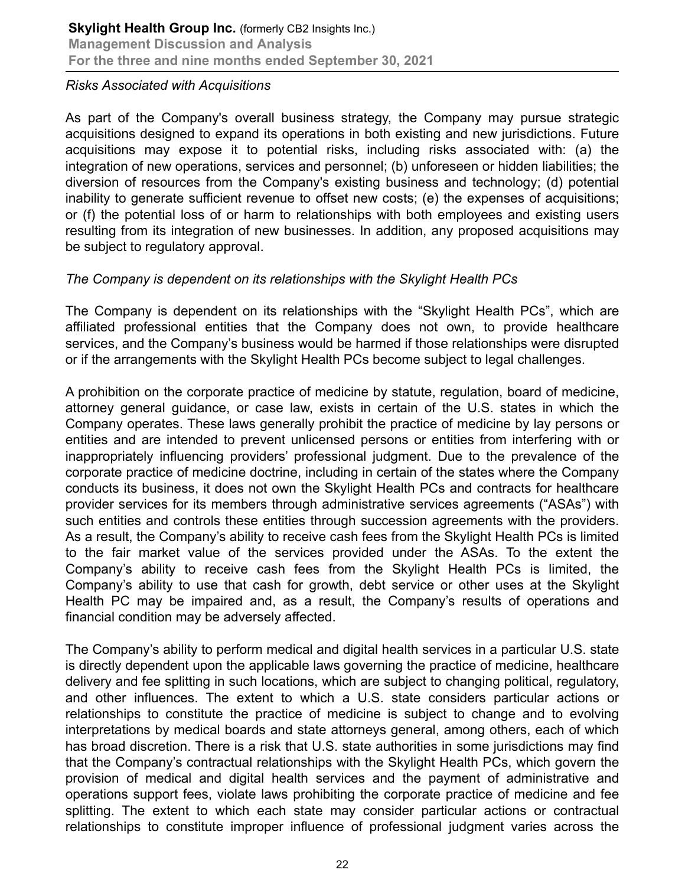*Risks Associated with Acquisitions*

As part of the Company's overall business strategy, the Company may pursue strategic acquisitions designed to expand its operations in both existing and new jurisdictions. Future acquisitions may expose it to potential risks, including risks associated with: (a) the integration of new operations, services and personnel; (b) unforeseen or hidden liabilities; the diversion of resources from the Company's existing business and technology; (d) potential inability to generate sufficient revenue to offset new costs; (e) the expenses of acquisitions; or (f) the potential loss of or harm to relationships with both employees and existing users resulting from its integration of new businesses. In addition, any proposed acquisitions may be subject to regulatory approval.

*The Company is dependent on its relationships with the Skylight Health PCs*

The Company is dependent on its relationships with the "Skylight Health PCs", which are affiliated professional entities that the Company does not own, to provide healthcare services, and the Company's business would be harmed if those relationships were disrupted or if the arrangements with the Skylight Health PCs become subject to legal challenges.

A prohibition on the corporate practice of medicine by statute, regulation, board of medicine, attorney general guidance, or case law, exists in certain of the U.S. states in which the Company operates. These laws generally prohibit the practice of medicine by lay persons or entities and are intended to prevent unlicensed persons or entities from interfering with or inappropriately influencing providers' professional judgment. Due to the prevalence of the corporate practice of medicine doctrine, including in certain of the states where the Company conducts its business, it does not own the Skylight Health PCs and contracts for healthcare provider services for its members through administrative services agreements ("ASAs") with such entities and controls these entities through succession agreements with the providers. As a result, the Company's ability to receive cash fees from the Skylight Health PCs is limited to the fair market value of the services provided under the ASAs. To the extent the Company's ability to receive cash fees from the Skylight Health PCs is limited, the Company's ability to use that cash for growth, debt service or other uses at the Skylight Health PC may be impaired and, as a result, the Company's results of operations and financial condition may be adversely affected.

The Company's ability to perform medical and digital health services in a particular U.S. state is directly dependent upon the applicable laws governing the practice of medicine, healthcare delivery and fee splitting in such locations, which are subject to changing political, regulatory, and other influences. The extent to which a U.S. state considers particular actions or relationships to constitute the practice of medicine is subject to change and to evolving interpretations by medical boards and state attorneys general, among others, each of which has broad discretion. There is a risk that U.S. state authorities in some jurisdictions may find that the Company's contractual relationships with the Skylight Health PCs, which govern the provision of medical and digital health services and the payment of administrative and operations support fees, violate laws prohibiting the corporate practice of medicine and fee splitting. The extent to which each state may consider particular actions or contractual relationships to constitute improper influence of professional judgment varies across the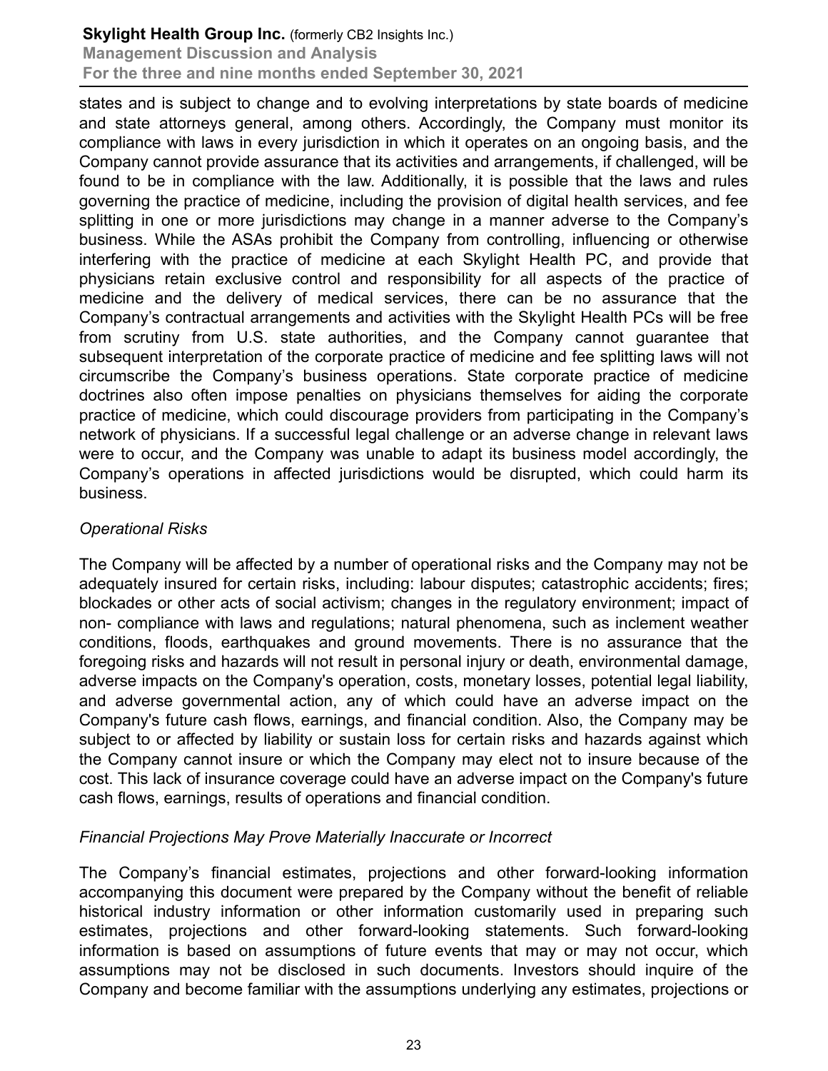states and is subject to change and to evolving interpretations by state boards of medicine and state attorneys general, among others. Accordingly, the Company must monitor its compliance with laws in every jurisdiction in which it operates on an ongoing basis, and the Company cannot provide assurance that its activities and arrangements, if challenged, will be found to be in compliance with the law. Additionally, it is possible that the laws and rules governing the practice of medicine, including the provision of digital health services, and fee splitting in one or more jurisdictions may change in a manner adverse to the Company's business. While the ASAs prohibit the Company from controlling, influencing or otherwise interfering with the practice of medicine at each Skylight Health PC, and provide that physicians retain exclusive control and responsibility for all aspects of the practice of medicine and the delivery of medical services, there can be no assurance that the Company's contractual arrangements and activities with the Skylight Health PCs will be free from scrutiny from U.S. state authorities, and the Company cannot guarantee that subsequent interpretation of the corporate practice of medicine and fee splitting laws will not circumscribe the Company's business operations. State corporate practice of medicine doctrines also often impose penalties on physicians themselves for aiding the corporate practice of medicine, which could discourage providers from participating in the Company's network of physicians. If a successful legal challenge or an adverse change in relevant laws were to occur, and the Company was unable to adapt its business model accordingly, the Company's operations in affected jurisdictions would be disrupted, which could harm its business.

*Operational Risks*

The Company will be affected by a number of operational risks and the Company may not be adequately insured for certain risks, including: labour disputes; catastrophic accidents; fires; blockades or other acts of social activism; changes in the regulatory environment; impact of non- compliance with laws and regulations; natural phenomena, such as inclement weather conditions, floods, earthquakes and ground movements. There is no assurance that the foregoing risks and hazards will not result in personal injury or death, environmental damage, adverse impacts on the Company's operation, costs, monetary losses, potential legal liability, and adverse governmental action, any of which could have an adverse impact on the Company's future cash flows, earnings, and financial condition. Also, the Company may be subject to or affected by liability or sustain loss for certain risks and hazards against which the Company cannot insure or which the Company may elect not to insure because of the cost. This lack of insurance coverage could have an adverse impact on the Company's future cash flows, earnings, results of operations and financial condition.

*Financial Projections May Prove Materially Inaccurate or Incorrect*

The Company's financial estimates, projections and other forward-looking information accompanying this document were prepared by the Company without the benefit of reliable historical industry information or other information customarily used in preparing such estimates, projections and other forward-looking statements. Such forward-looking information is based on assumptions of future events that may or may not occur, which assumptions may not be disclosed in such documents. Investors should inquire of the Company and become familiar with the assumptions underlying any estimates, projections or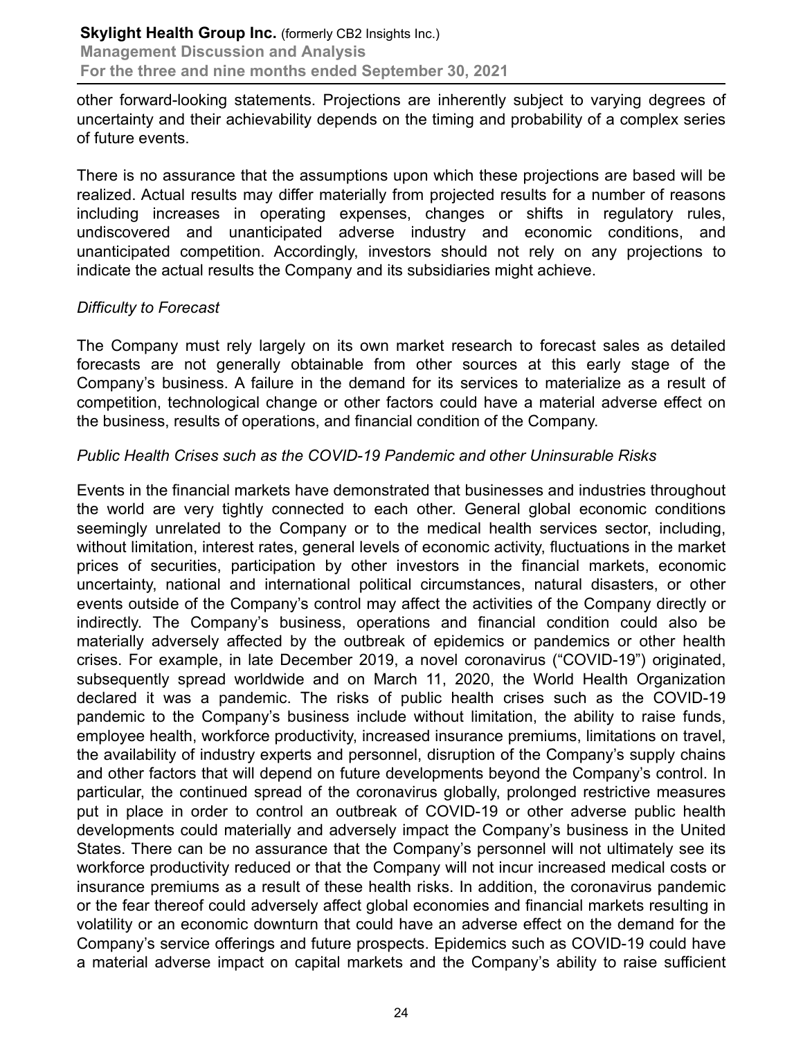other forward-looking statements. Projections are inherently subject to varying degrees of uncertainty and their achievability depends on the timing and probability of a complex series of future events.

There is no assurance that the assumptions upon which these projections are based will be realized. Actual results may differ materially from projected results for a number of reasons including increases in operating expenses, changes or shifts in regulatory rules, undiscovered and unanticipated adverse industry and economic conditions, and unanticipated competition. Accordingly, investors should not rely on any projections to indicate the actual results the Company and its subsidiaries might achieve.

*Difficulty to Forecast*

The Company must rely largely on its own market research to forecast sales as detailed forecasts are not generally obtainable from other sources at this early stage of the Company's business. A failure in the demand for its services to materialize as a result of competition, technological change or other factors could have a material adverse effect on the business, results of operations, and financial condition of the Company.

*Public Health Crises such as the COVID-19 Pandemic and other Uninsurable Risks*

Events in the financial markets have demonstrated that businesses and industries throughout the world are very tightly connected to each other. General global economic conditions seemingly unrelated to the Company or to the medical health services sector, including, without limitation, interest rates, general levels of economic activity, fluctuations in the market prices of securities, participation by other investors in the financial markets, economic uncertainty, national and international political circumstances, natural disasters, or other events outside of the Company's control may affect the activities of the Company directly or indirectly. The Company's business, operations and financial condition could also be materially adversely affected by the outbreak of epidemics or pandemics or other health crises. For example, in late December 2019, a novel coronavirus ("COVID-19") originated, subsequently spread worldwide and on March 11, 2020, the World Health Organization declared it was a pandemic. The risks of public health crises such as the COVID-19 pandemic to the Company's business include without limitation, the ability to raise funds, employee health, workforce productivity, increased insurance premiums, limitations on travel, the availability of industry experts and personnel, disruption of the Company's supply chains and other factors that will depend on future developments beyond the Company's control. In particular, the continued spread of the coronavirus globally, prolonged restrictive measures put in place in order to control an outbreak of COVID-19 or other adverse public health developments could materially and adversely impact the Company's business in the United States. There can be no assurance that the Company's personnel will not ultimately see its workforce productivity reduced or that the Company will not incur increased medical costs or insurance premiums as a result of these health risks. In addition, the coronavirus pandemic or the fear thereof could adversely affect global economies and financial markets resulting in volatility or an economic downturn that could have an adverse effect on the demand for the Company's service offerings and future prospects. Epidemics such as COVID-19 could have a material adverse impact on capital markets and the Company's ability to raise sufficient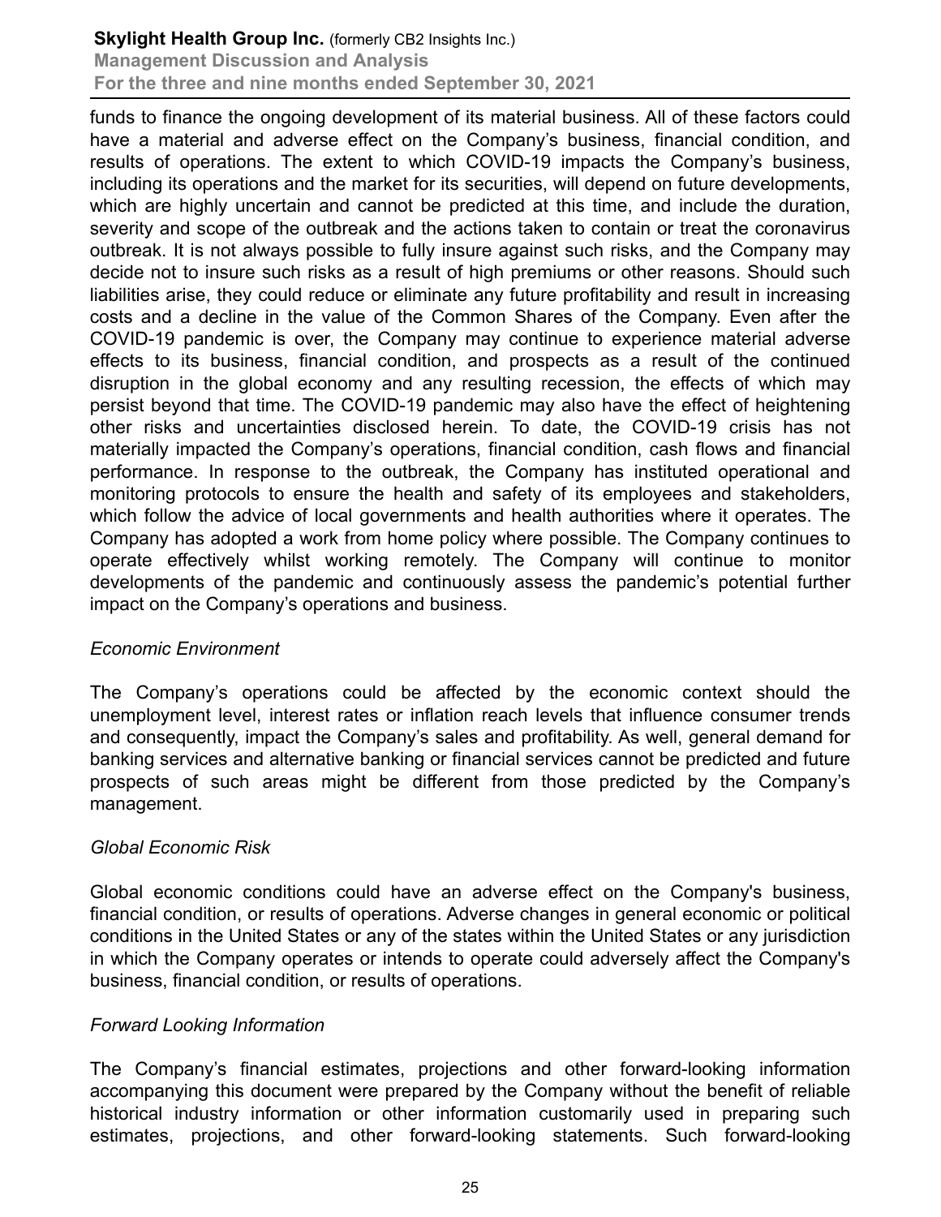funds to finance the ongoing development of its material business. All of these factors could have a material and adverse effect on the Company's business, financial condition, and results of operations. The extent to which COVID-19 impacts the Company's business, including its operations and the market for its securities, will depend on future developments, which are highly uncertain and cannot be predicted at this time, and include the duration, severity and scope of the outbreak and the actions taken to contain or treat the coronavirus outbreak. It is not always possible to fully insure against such risks, and the Company may decide not to insure such risks as a result of high premiums or other reasons. Should such liabilities arise, they could reduce or eliminate any future profitability and result in increasing costs and a decline in the value of the Common Shares of the Company. Even after the COVID-19 pandemic is over, the Company may continue to experience material adverse effects to its business, financial condition, and prospects as a result of the continued disruption in the global economy and any resulting recession, the effects of which may persist beyond that time. The COVID-19 pandemic may also have the effect of heightening other risks and uncertainties disclosed herein. To date, the COVID-19 crisis has not materially impacted the Company's operations, financial condition, cash flows and financial performance. In response to the outbreak, the Company has instituted operational and monitoring protocols to ensure the health and safety of its employees and stakeholders, which follow the advice of local governments and health authorities where it operates. The Company has adopted a work from home policy where possible. The Company continues to operate effectively whilst working remotely. The Company will continue to monitor developments of the pandemic and continuously assess the pandemic's potential further impact on the Company's operations and business.

*Economic Environment*

The Company's operations could be affected by the economic context should the unemployment level, interest rates or inflation reach levels that influence consumer trends and consequently, impact the Company's sales and profitability. As well, general demand for banking services and alternative banking or financial services cannot be predicted and future prospects of such areas might be different from those predicted by the Company's management.

*Global Economic Risk*

Global economic conditions could have an adverse effect on the Company's business, financial condition, or results of operations. Adverse changes in general economic or political conditions in the United States or any of the states within the United States or any jurisdiction in which the Company operates or intends to operate could adversely affect the Company's business, financial condition, or results of operations.

*Forward Looking Information*

The Company's financial estimates, projections and other forward-looking information accompanying this document were prepared by the Company without the benefit of reliable historical industry information or other information customarily used in preparing such estimates, projections, and other forward-looking statements. Such forward-looking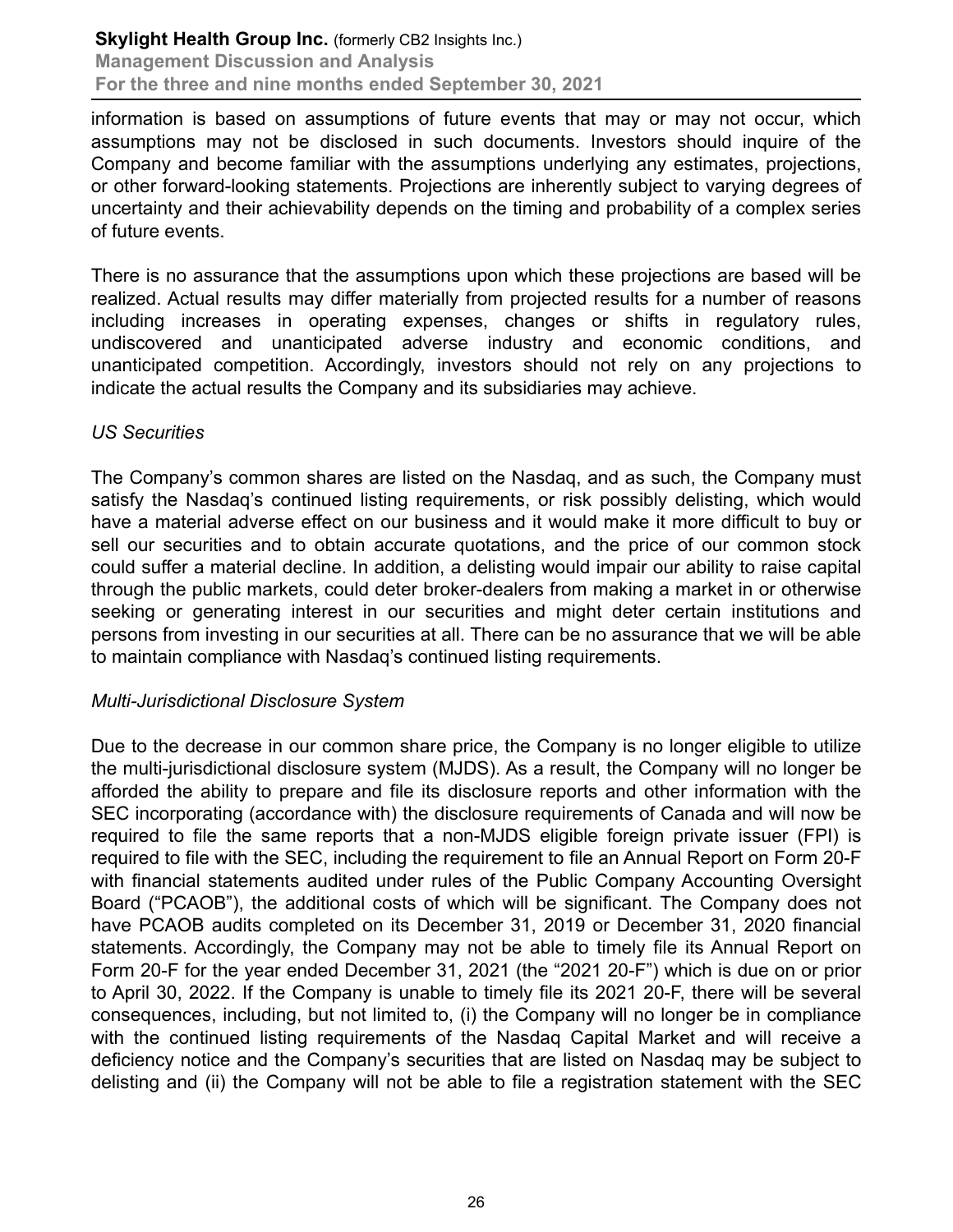information is based on assumptions of future events that may or may not occur, which assumptions may not be disclosed in such documents. Investors should inquire of the Company and become familiar with the assumptions underlying any estimates, projections, or other forward-looking statements. Projections are inherently subject to varying degrees of uncertainty and their achievability depends on the timing and probability of a complex series of future events.

There is no assurance that the assumptions upon which these projections are based will be realized. Actual results may differ materially from projected results for a number of reasons including increases in operating expenses, changes or shifts in regulatory rules, undiscovered and unanticipated adverse industry and economic conditions, and unanticipated competition. Accordingly, investors should not rely on any projections to indicate the actual results the Company and its subsidiaries may achieve.

*US Securities*

The Company's common shares are listed on the Nasdaq, and as such, the Company must satisfy the Nasdaq's continued listing requirements, or risk possibly delisting, which would have a material adverse effect on our business and it would make it more difficult to buy or sell our securities and to obtain accurate quotations, and the price of our common stock could suffer a material decline. In addition, a delisting would impair our ability to raise capital through the public markets, could deter broker-dealers from making a market in or otherwise seeking or generating interest in our securities and might deter certain institutions and persons from investing in our securities at all. There can be no assurance that we will be able to maintain compliance with Nasdaq's continued listing requirements.

*Multi-Jurisdictional Disclosure System*

Due to the decrease in our common share price, the Company is no longer eligible to utilize the multi-jurisdictional disclosure system (MJDS). As a result, the Company will no longer be afforded the ability to prepare and file its disclosure reports and other information with the SEC incorporating (accordance with) the disclosure requirements of Canada and will now be required to file the same reports that a non-MJDS eligible foreign private issuer (FPI) is required to file with the SEC, including the requirement to file an Annual Report on Form 20-F with financial statements audited under rules of the Public Company Accounting Oversight Board ("PCAOB"), the additional costs of which will be significant. The Company does not have PCAOB audits completed on its December 31, 2019 or December 31, 2020 financial statements. Accordingly, the Company may not be able to timely file its Annual Report on Form 20-F for the year ended December 31, 2021 (the "2021 20-F") which is due on or prior to April 30, 2022. If the Company is unable to timely file its 2021 20-F, there will be several consequences, including, but not limited to, (i) the Company will no longer be in compliance with the continued listing requirements of the Nasdaq Capital Market and will receive a deficiency notice and the Company's securities that are listed on Nasdaq may be subject to delisting and (ii) the Company will not be able to file a registration statement with the SEC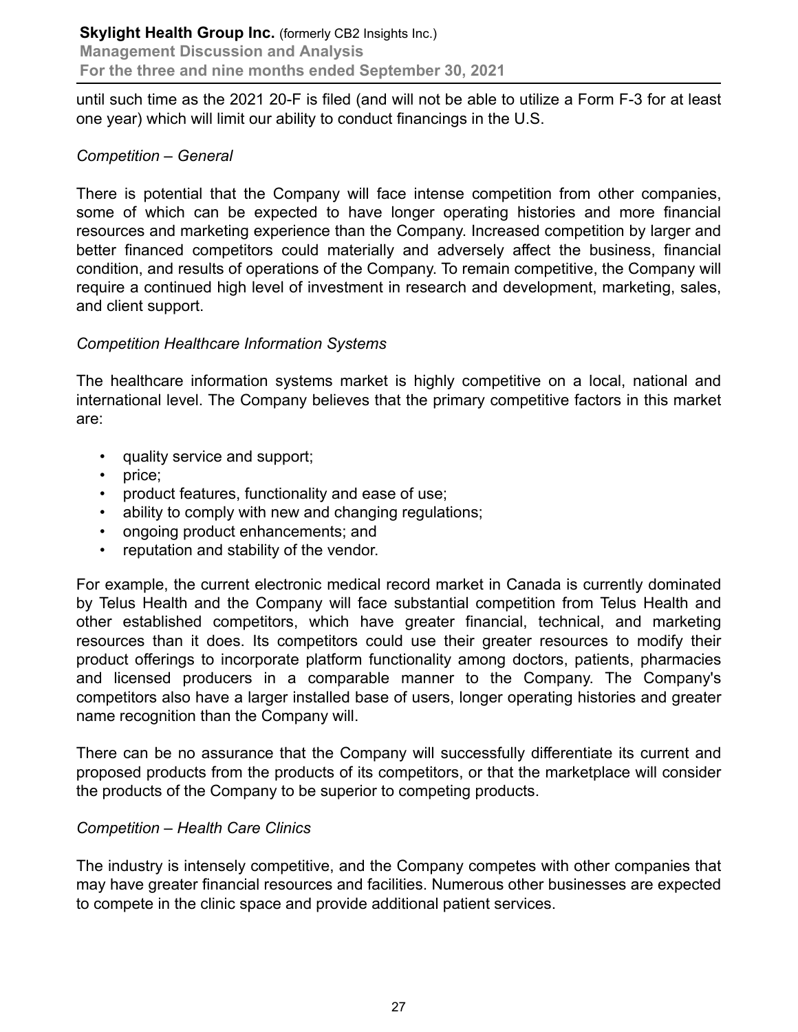until such time as the 2021 20-F is filed (and will not be able to utilize a Form F-3 for at least one year) which will limit our ability to conduct financings in the U.S.

*Competition – General*

There is potential that the Company will face intense competition from other companies, some of which can be expected to have longer operating histories and more financial resources and marketing experience than the Company. Increased competition by larger and better financed competitors could materially and adversely affect the business, financial condition, and results of operations of the Company. To remain competitive, the Company will require a continued high level of investment in research and development, marketing, sales, and client support.

*Competition Healthcare Information Systems*

The healthcare information systems market is highly competitive on a local, national and international level. The Company believes that the primary competitive factors in this market are:

- quality service and support;
- price;
- product features, functionality and ease of use;
- ability to comply with new and changing regulations;
- ongoing product enhancements; and
- reputation and stability of the vendor.

For example, the current electronic medical record market in Canada is currently dominated by Telus Health and the Company will face substantial competition from Telus Health and other established competitors, which have greater financial, technical, and marketing resources than it does. Its competitors could use their greater resources to modify their product offerings to incorporate platform functionality among doctors, patients, pharmacies and licensed producers in a comparable manner to the Company. The Company's competitors also have a larger installed base of users, longer operating histories and greater name recognition than the Company will.

There can be no assurance that the Company will successfully differentiate its current and proposed products from the products of its competitors, or that the marketplace will consider the products of the Company to be superior to competing products.

*Competition – Health Care Clinics*

The industry is intensely competitive, and the Company competes with other companies that may have greater financial resources and facilities. Numerous other businesses are expected to compete in the clinic space and provide additional patient services.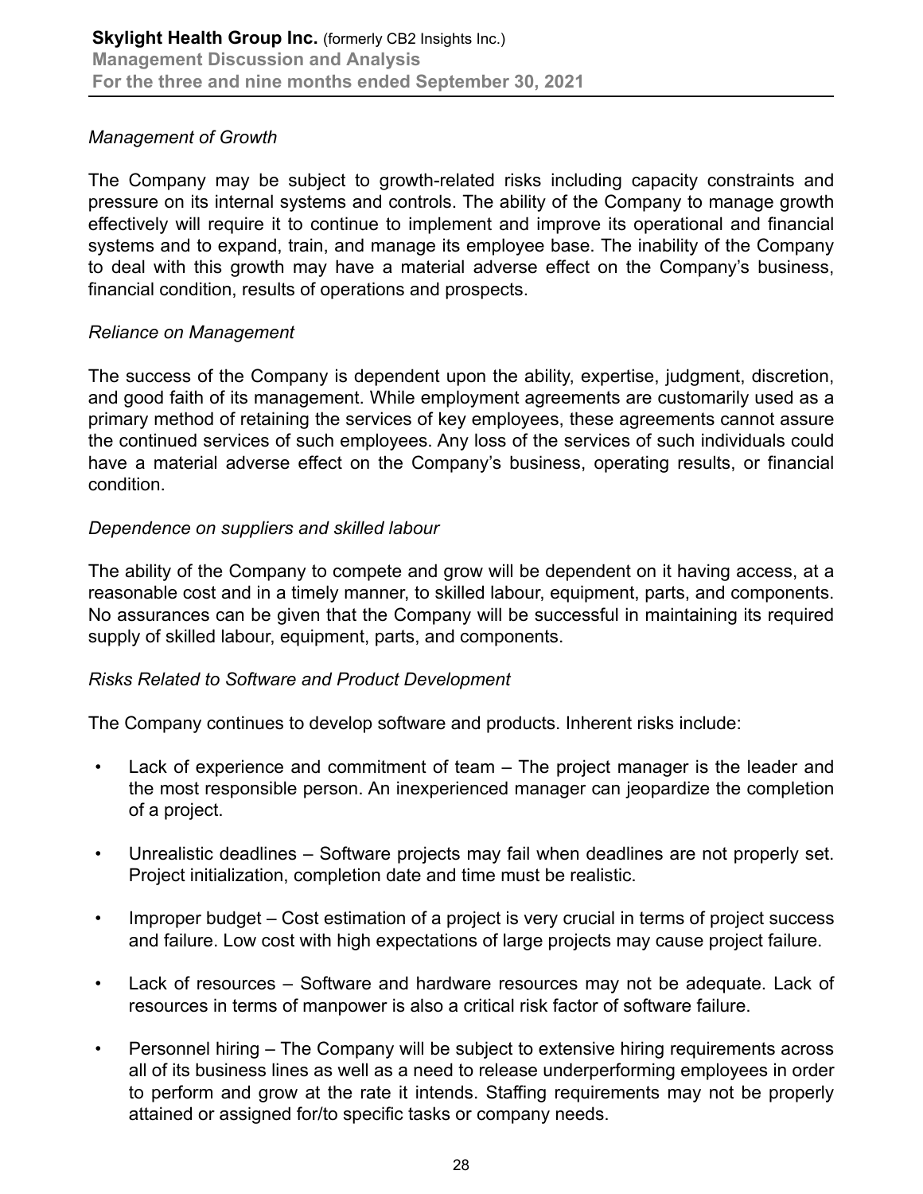*Management of Growth*

The Company may be subject to growth-related risks including capacity constraints and pressure on its internal systems and controls. The ability of the Company to manage growth effectively will require it to continue to implement and improve its operational and financial systems and to expand, train, and manage its employee base. The inability of the Company to deal with this growth may have a material adverse effect on the Company's business, financial condition, results of operations and prospects.

*Reliance on Management*

The success of the Company is dependent upon the ability, expertise, judgment, discretion, and good faith of its management. While employment agreements are customarily used as a primary method of retaining the services of key employees, these agreements cannot assure the continued services of such employees. Any loss of the services of such individuals could have a material adverse effect on the Company's business, operating results, or financial condition.

*Dependence on suppliers and skilled labour*

The ability of the Company to compete and grow will be dependent on it having access, at a reasonable cost and in a timely manner, to skilled labour, equipment, parts, and components. No assurances can be given that the Company will be successful in maintaining its required supply of skilled labour, equipment, parts, and components.

*Risks Related to Software and Product Development*

The Company continues to develop software and products. Inherent risks include:

- Lack of experience and commitment of team – The project manager is the leader and the most responsible person. An inexperienced manager can jeopardize the completion of a project.
- Unrealistic deadlines – Software projects may fail when deadlines are not properly set. Project initialization, completion date and time must be realistic.
- Improper budget – Cost estimation of a project is very crucial in terms of project success and failure. Low cost with high expectations of large projects may cause project failure.
- Lack of resources – Software and hardware resources may not be adequate. Lack of resources in terms of manpower is also a critical risk factor of software failure.
- Personnel hiring – The Company will be subject to extensive hiring requirements across all of its business lines as well as a need to release underperforming employees in order to perform and grow at the rate it intends. Staffing requirements may not be properly attained or assigned for/to specific tasks or company needs.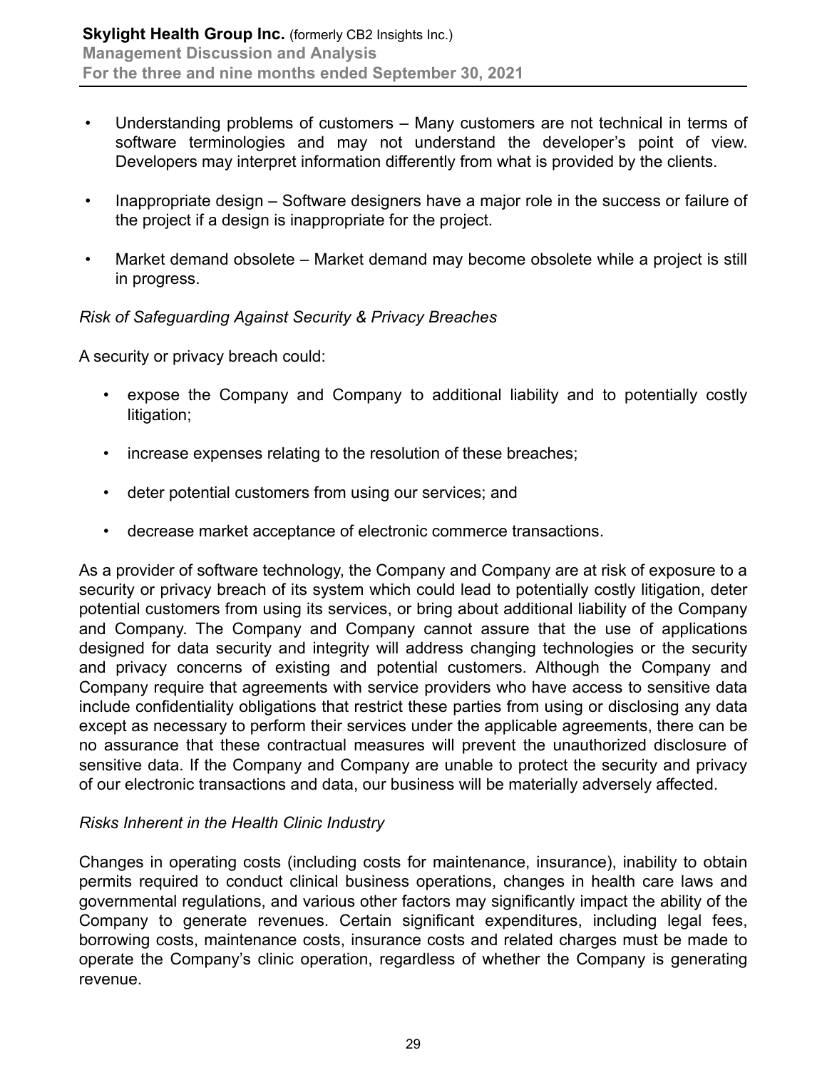- Understanding problems of customers – Many customers are not technical in terms of software terminologies and may not understand the developer's point of view. Developers may interpret information differently from what is provided by the clients.
- Inappropriate design – Software designers have a major role in the success or failure of the project if a design is inappropriate for the project.
- Market demand obsolete – Market demand may become obsolete while a project is still in progress.

*Risk of Safeguarding Against Security & Privacy Breaches*

A security or privacy breach could:

- expose the Company and Company to additional liability and to potentially costly litigation;
- increase expenses relating to the resolution of these breaches;
- deter potential customers from using our services; and
- decrease market acceptance of electronic commerce transactions.

As a provider of software technology, the Company and Company are at risk of exposure to a security or privacy breach of its system which could lead to potentially costly litigation, deter potential customers from using its services, or bring about additional liability of the Company and Company. The Company and Company cannot assure that the use of applications designed for data security and integrity will address changing technologies or the security and privacy concerns of existing and potential customers. Although the Company and Company require that agreements with service providers who have access to sensitive data include confidentiality obligations that restrict these parties from using or disclosing any data except as necessary to perform their services under the applicable agreements, there can be no assurance that these contractual measures will prevent the unauthorized disclosure of sensitive data. If the Company and Company are unable to protect the security and privacy of our electronic transactions and data, our business will be materially adversely affected.

*Risks Inherent in the Health Clinic Industry*

Changes in operating costs (including costs for maintenance, insurance), inability to obtain permits required to conduct clinical business operations, changes in health care laws and governmental regulations, and various other factors may significantly impact the ability of the Company to generate revenues. Certain significant expenditures, including legal fees, borrowing costs, maintenance costs, insurance costs and related charges must be made to operate the Company's clinic operation, regardless of whether the Company is generating revenue.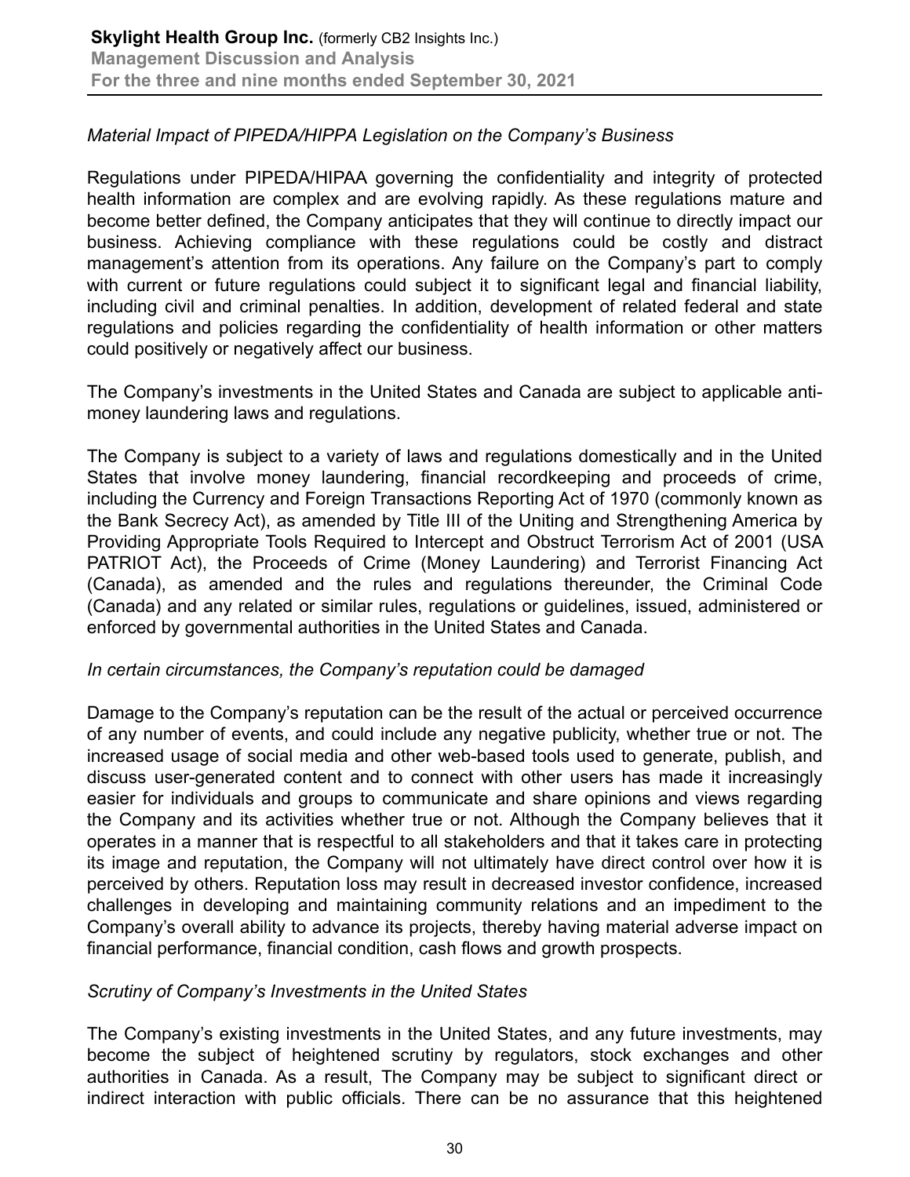*Material Impact of PIPEDA/HIPPA Legislation on the Company's Business*

Regulations under PIPEDA/HIPAA governing the confidentiality and integrity of protected health information are complex and are evolving rapidly. As these regulations mature and become better defined, the Company anticipates that they will continue to directly impact our business. Achieving compliance with these regulations could be costly and distract management's attention from its operations. Any failure on the Company's part to comply with current or future regulations could subject it to significant legal and financial liability, including civil and criminal penalties. In addition, development of related federal and state regulations and policies regarding the confidentiality of health information or other matters could positively or negatively affect our business.

The Company's investments in the United States and Canada are subject to applicable anti-money laundering laws and regulations.

The Company is subject to a variety of laws and regulations domestically and in the United States that involve money laundering, financial recordkeeping and proceeds of crime, including the Currency and Foreign Transactions Reporting Act of 1970 (commonly known as the Bank Secrecy Act), as amended by Title III of the Uniting and Strengthening America by Providing Appropriate Tools Required to Intercept and Obstruct Terrorism Act of 2001 (USA PATRIOT Act), the Proceeds of Crime (Money Laundering) and Terrorist Financing Act (Canada), as amended and the rules and regulations thereunder, the Criminal Code (Canada) and any related or similar rules, regulations or guidelines, issued, administered or enforced by governmental authorities in the United States and Canada.

*In certain circumstances, the Company's reputation could be damaged*

Damage to the Company's reputation can be the result of the actual or perceived occurrence of any number of events, and could include any negative publicity, whether true or not. The increased usage of social media and other web-based tools used to generate, publish, and discuss user-generated content and to connect with other users has made it increasingly easier for individuals and groups to communicate and share opinions and views regarding the Company and its activities whether true or not. Although the Company believes that it operates in a manner that is respectful to all stakeholders and that it takes care in protecting its image and reputation, the Company will not ultimately have direct control over how it is perceived by others. Reputation loss may result in decreased investor confidence, increased challenges in developing and maintaining community relations and an impediment to the Company's overall ability to advance its projects, thereby having material adverse impact on financial performance, financial condition, cash flows and growth prospects.

*Scrutiny of Company's Investments in the United States*

The Company's existing investments in the United States, and any future investments, may become the subject of heightened scrutiny by regulators, stock exchanges and other authorities in Canada. As a result, The Company may be subject to significant direct or indirect interaction with public officials. There can be no assurance that this heightened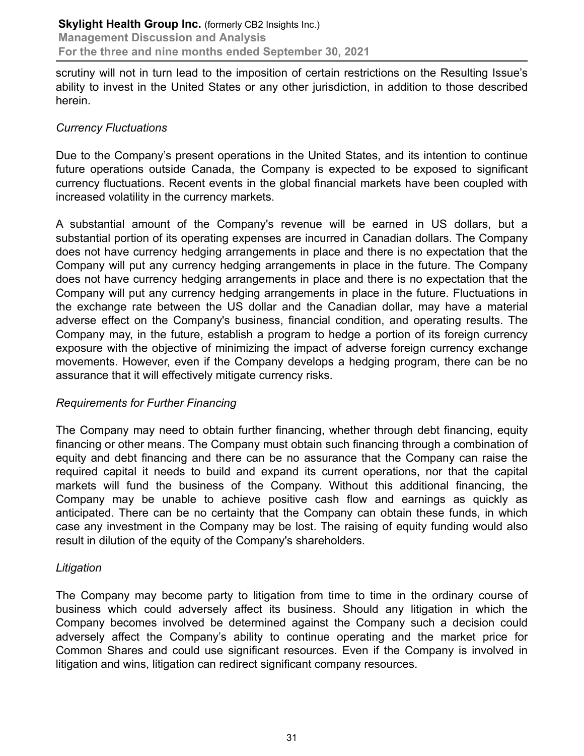scrutiny will not in turn lead to the imposition of certain restrictions on the Resulting Issue's ability to invest in the United States or any other jurisdiction, in addition to those described herein.

*Currency Fluctuations*

Due to the Company's present operations in the United States, and its intention to continue future operations outside Canada, the Company is expected to be exposed to significant currency fluctuations. Recent events in the global financial markets have been coupled with increased volatility in the currency markets.

A substantial amount of the Company's revenue will be earned in US dollars, but a substantial portion of its operating expenses are incurred in Canadian dollars. The Company does not have currency hedging arrangements in place and there is no expectation that the Company will put any currency hedging arrangements in place in the future. The Company does not have currency hedging arrangements in place and there is no expectation that the Company will put any currency hedging arrangements in place in the future. Fluctuations in the exchange rate between the US dollar and the Canadian dollar, may have a material adverse effect on the Company's business, financial condition, and operating results. The Company may, in the future, establish a program to hedge a portion of its foreign currency exposure with the objective of minimizing the impact of adverse foreign currency exchange movements. However, even if the Company develops a hedging program, there can be no assurance that it will effectively mitigate currency risks.

*Requirements for Further Financing*

The Company may need to obtain further financing, whether through debt financing, equity financing or other means. The Company must obtain such financing through a combination of equity and debt financing and there can be no assurance that the Company can raise the required capital it needs to build and expand its current operations, nor that the capital markets will fund the business of the Company. Without this additional financing, the Company may be unable to achieve positive cash flow and earnings as quickly as anticipated. There can be no certainty that the Company can obtain these funds, in which case any investment in the Company may be lost. The raising of equity funding would also result in dilution of the equity of the Company's shareholders.

*Litigation*

The Company may become party to litigation from time to time in the ordinary course of business which could adversely affect its business. Should any litigation in which the Company becomes involved be determined against the Company such a decision could adversely affect the Company's ability to continue operating and the market price for Common Shares and could use significant resources. Even if the Company is involved in litigation and wins, litigation can redirect significant company resources.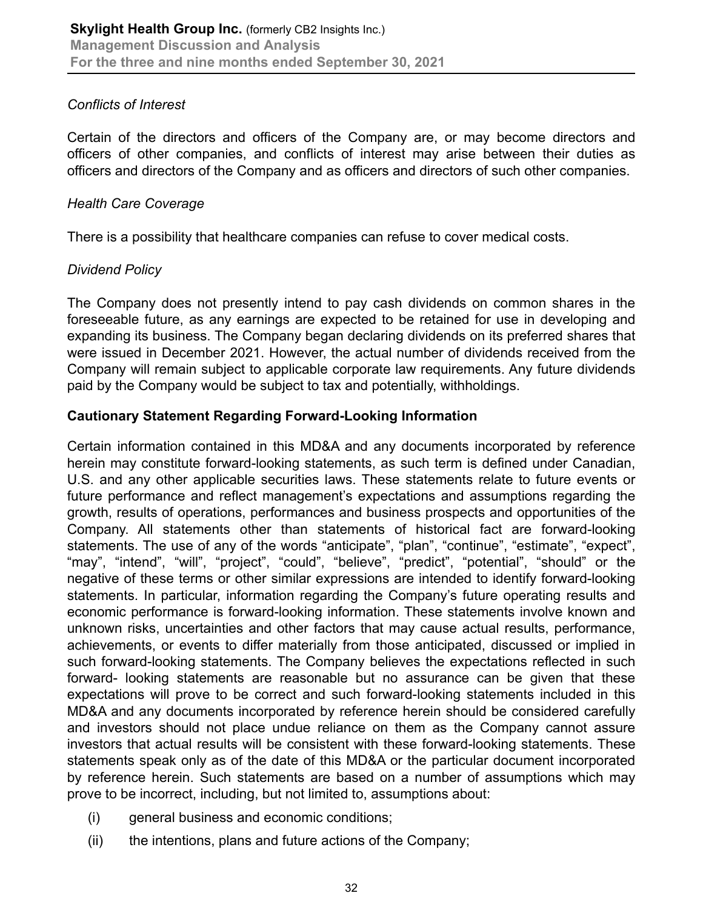*Conflicts of Interest*

Certain of the directors and officers of the Company are, or may become directors and officers of other companies, and conflicts of interest may arise between their duties as officers and directors of the Company and as officers and directors of such other companies.

*Health Care Coverage*

There is a possibility that healthcare companies can refuse to cover medical costs.

*Dividend Policy*

The Company does not presently intend to pay cash dividends on common shares in the foreseeable future, as any earnings are expected to be retained for use in developing and expanding its business. The Company began declaring dividends on its preferred shares that were issued in December 2021. However, the actual number of dividends received from the Company will remain subject to applicable corporate law requirements. Any future dividends paid by the Company would be subject to tax and potentially, withholdings.

**Cautionary Statement Regarding Forward-Looking Information**

Certain information contained in this MD&A and any documents incorporated by reference herein may constitute forward-looking statements, as such term is defined under Canadian, U.S. and any other applicable securities laws. These statements relate to future events or future performance and reflect management's expectations and assumptions regarding the growth, results of operations, performances and business prospects and opportunities of the Company. All statements other than statements of historical fact are forward-looking statements. The use of any of the words "anticipate", "plan", "continue", "estimate", "expect", "may", "intend", "will", "project", "could", "believe", "predict", "potential", "should" or the negative of these terms or other similar expressions are intended to identify forward-looking statements. In particular, information regarding the Company's future operating results and economic performance is forward-looking information. These statements involve known and unknown risks, uncertainties and other factors that may cause actual results, performance, achievements, or events to differ materially from those anticipated, discussed or implied in such forward-looking statements. The Company believes the expectations reflected in such forward- looking statements are reasonable but no assurance can be given that these expectations will prove to be correct and such forward-looking statements included in this MD&A and any documents incorporated by reference herein should be considered carefully and investors should not place undue reliance on them as the Company cannot assure investors that actual results will be consistent with these forward-looking statements. These statements speak only as of the date of this MD&A or the particular document incorporated by reference herein. Such statements are based on a number of assumptions which may prove to be incorrect, including, but not limited to, assumptions about:

(i) general business and economic conditions;

(ii) the intentions, plans and future actions of the Company;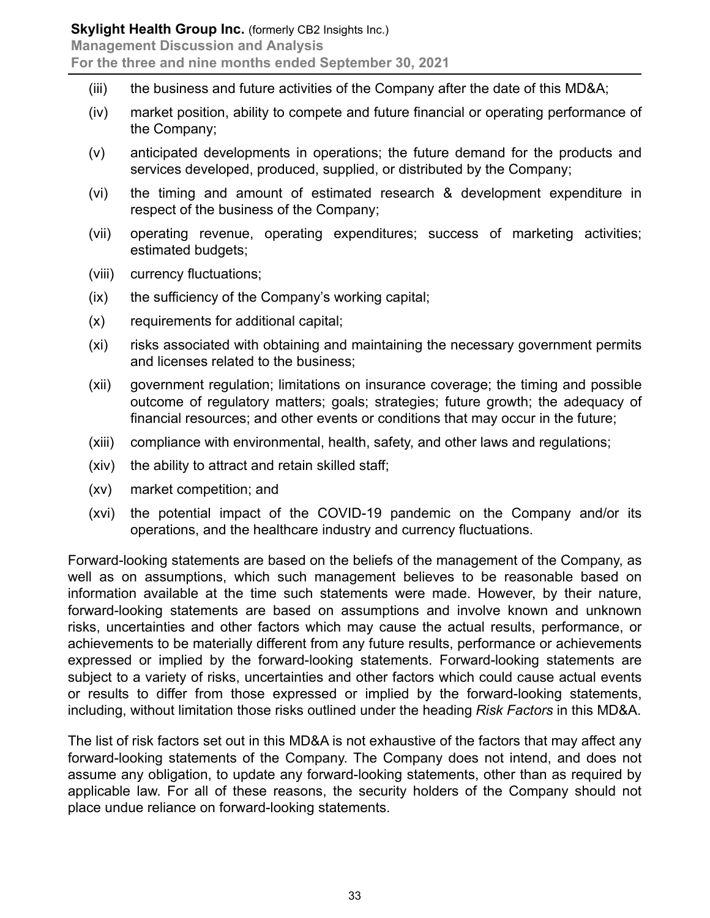(iii) the business and future activities of the Company after the date of this MD&A;

(iv) market position, ability to compete and future financial or operating performance of the Company;

(v) anticipated developments in operations; the future demand for the products and services developed, produced, supplied, or distributed by the Company;

(vi) the timing and amount of estimated research & development expenditure in respect of the business of the Company;

(vii) operating revenue, operating expenditures; success of marketing activities; estimated budgets;

(viii) currency fluctuations;

(ix) the sufficiency of the Company's working capital;

(x) requirements for additional capital;

(xi) risks associated with obtaining and maintaining the necessary government permits and licenses related to the business;

(xii) government regulation; limitations on insurance coverage; the timing and possible outcome of regulatory matters; goals; strategies; future growth; the adequacy of financial resources; and other events or conditions that may occur in the future;

(xiii) compliance with environmental, health, safety, and other laws and regulations;

(xiv) the ability to attract and retain skilled staff;

(xv) market competition; and

(xvi) the potential impact of the COVID-19 pandemic on the Company and/or its operations, and the healthcare industry and currency fluctuations.

Forward-looking statements are based on the beliefs of the management of the Company, as well as on assumptions, which such management believes to be reasonable based on information available at the time such statements were made. However, by their nature, forward-looking statements are based on assumptions and involve known and unknown risks, uncertainties and other factors which may cause the actual results, performance, or achievements to be materially different from any future results, performance or achievements expressed or implied by the forward-looking statements. Forward-looking statements are subject to a variety of risks, uncertainties and other factors which could cause actual events or results to differ from those expressed or implied by the forward-looking statements, including, without limitation those risks outlined under the heading *Risk Factors* in this MD&A.

The list of risk factors set out in this MD&A is not exhaustive of the factors that may affect any forward-looking statements of the Company. The Company does not intend, and does not assume any obligation, to update any forward-looking statements, other than as required by applicable law. For all of these reasons, the security holders of the Company should not place undue reliance on forward-looking statements.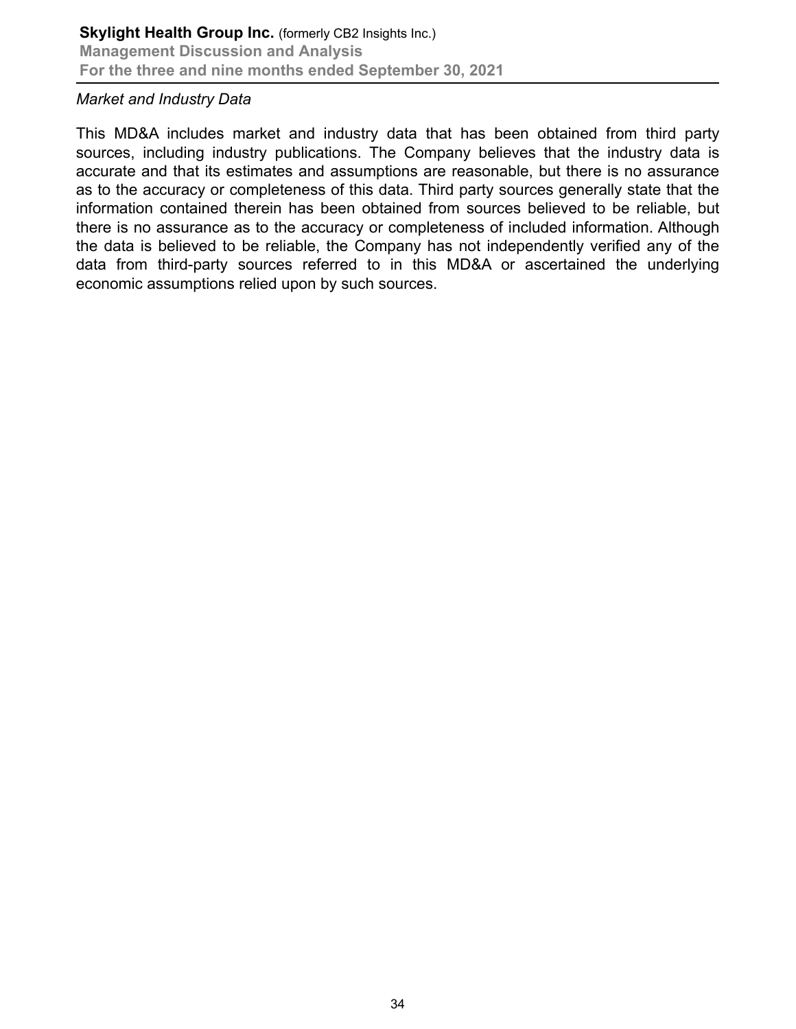*Market and Industry Data*

This MD&A includes market and industry data that has been obtained from third party sources, including industry publications. The Company believes that the industry data is accurate and that its estimates and assumptions are reasonable, but there is no assurance as to the accuracy or completeness of this data. Third party sources generally state that the information contained therein has been obtained from sources believed to be reliable, but there is no assurance as to the accuracy or completeness of included information. Although the data is believed to be reliable, the Company has not independently verified any of the data from third-party sources referred to in this MD&A or ascertained the underlying economic assumptions relied upon by such sources.